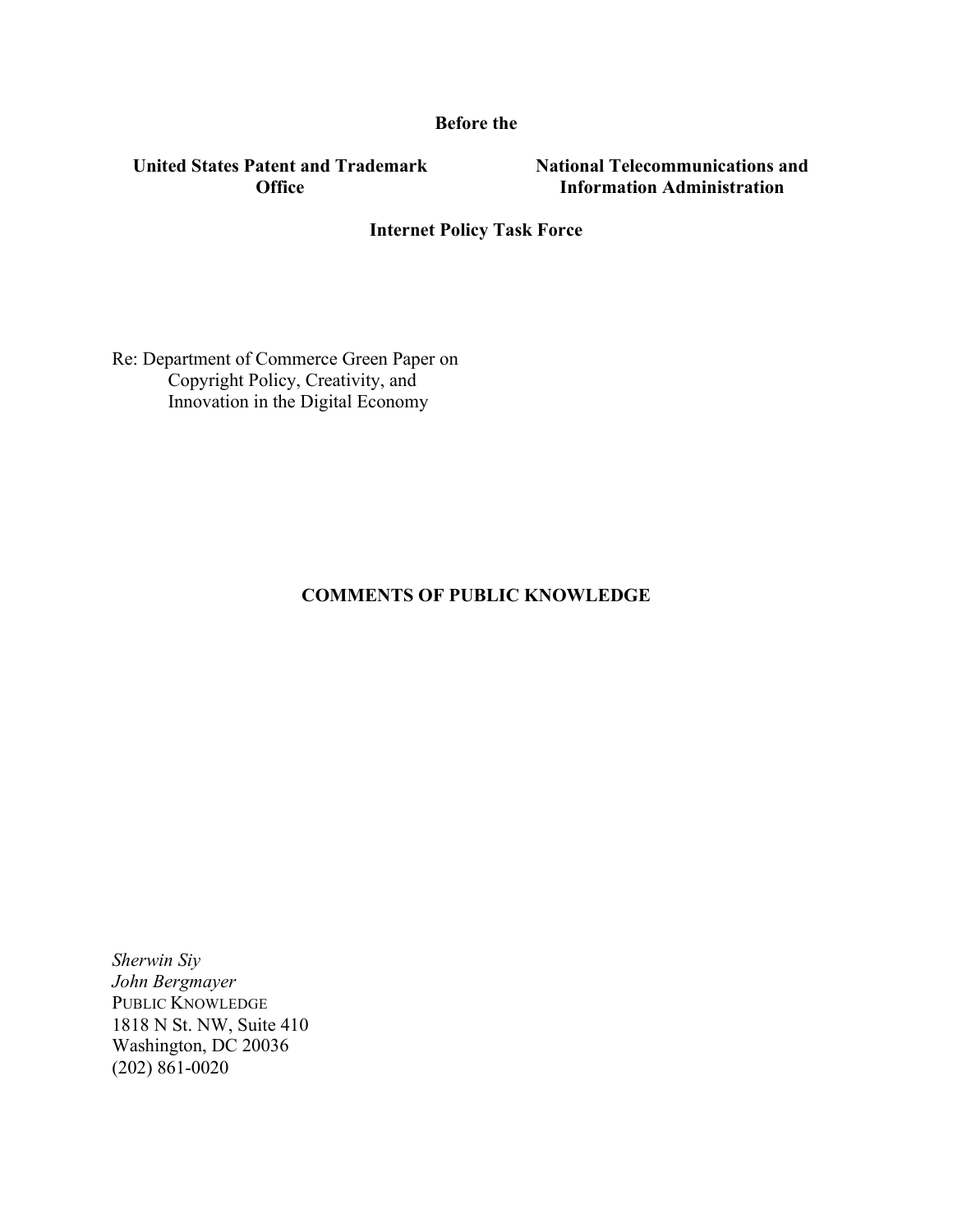**Before the**

**United States Patent and Trademark Office**

**National Telecommunications and Information Administration**

**Internet Policy Task Force**

Re: Department of Commerce Green Paper on
Copyright Policy, Creativity, and
Innovation in the Digital Economy

**COMMENTS OF PUBLIC KNOWLEDGE**

*Sherwin Siy*
*John Bergmayer*
PUBLIC KNOWLEDGE
1818 N St. NW, Suite 410
Washington, DC 20036
(202) 861-0020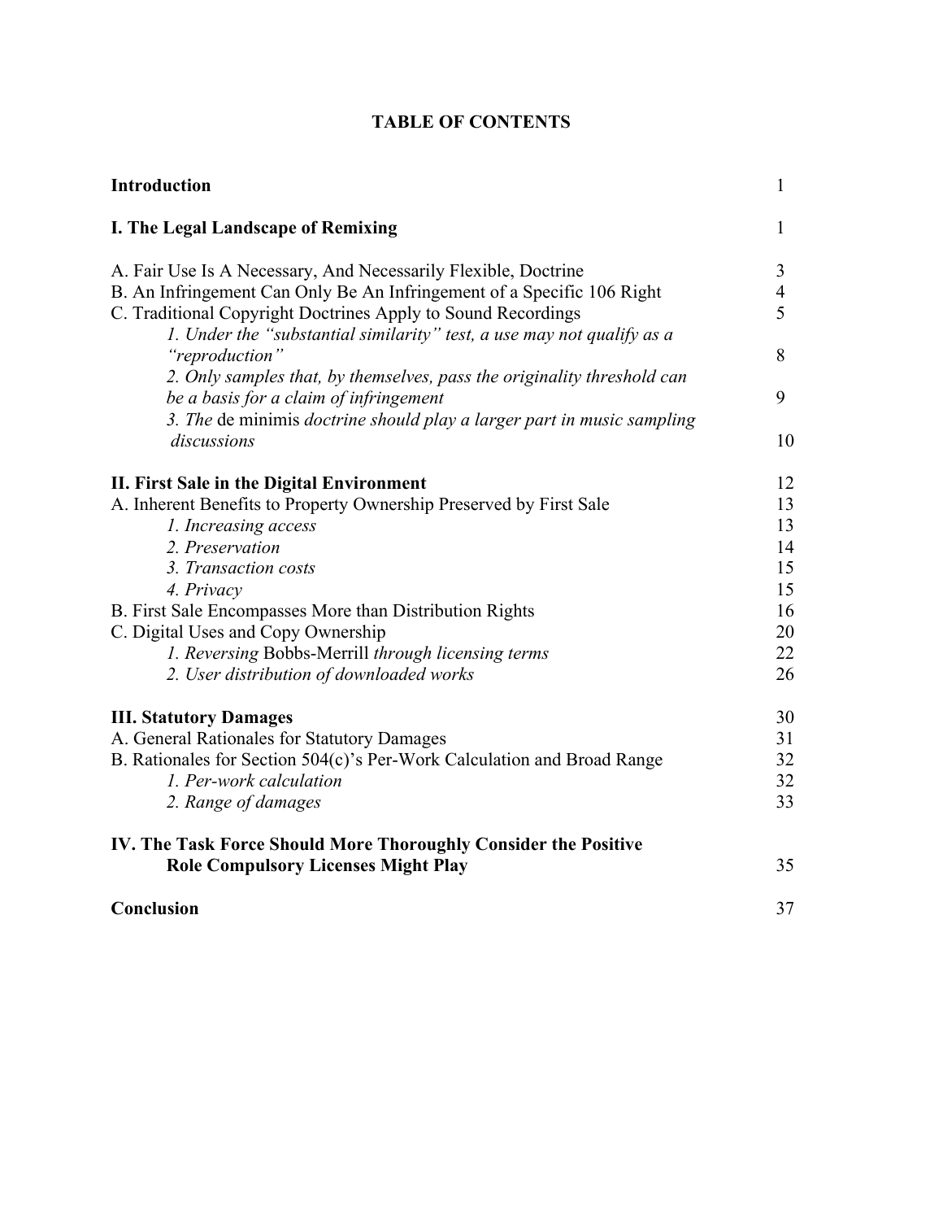# TABLE OF CONTENTS

| | |
|---|---|
| **Introduction** | 1 |
| **I. The Legal Landscape of Remixing** | 1 |
| A. Fair Use Is A Necessary, And Necessarily Flexible, Doctrine | 3 |
| B. An Infringement Can Only Be An Infringement of a Specific 106 Right | 4 |
| C. Traditional Copyright Doctrines Apply to Sound Recordings | 5 |
| *1. Under the "substantial similarity" test, a use may not qualify as a "reproduction"* | 8 |
| *2. Only samples that, by themselves, pass the originality threshold can be a basis for a claim of infringement* | 9 |
| *3. The* de minimis *doctrine should play a larger part in music sampling discussions* | 10 |
| **II. First Sale in the Digital Environment** | 12 |
| A. Inherent Benefits to Property Ownership Preserved by First Sale | 13 |
| *1. Increasing access* | 13 |
| *2. Preservation* | 14 |
| *3. Transaction costs* | 15 |
| *4. Privacy* | 15 |
| B. First Sale Encompasses More than Distribution Rights | 16 |
| C. Digital Uses and Copy Ownership | 20 |
| *1. Reversing* Bobbs-Merrill *through licensing terms* | 22 |
| *2. User distribution of downloaded works* | 26 |
| **III. Statutory Damages** | 30 |
| A. General Rationales for Statutory Damages | 31 |
| B. Rationales for Section 504(c)'s Per-Work Calculation and Broad Range | 32 |
| *1. Per-work calculation* | 32 |
| *2. Range of damages* | 33 |
| **IV. The Task Force Should More Thoroughly Consider the Positive Role Compulsory Licenses Might Play** | 35 |
| **Conclusion** | 37 |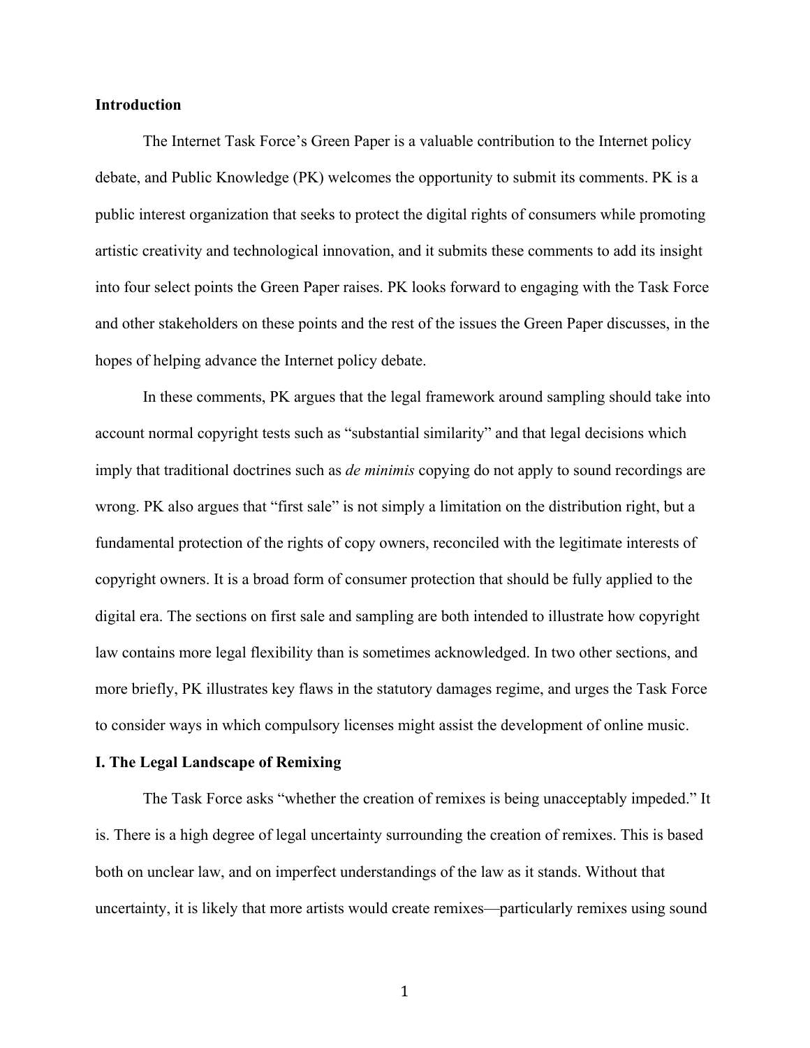## Introduction

The Internet Task Force's Green Paper is a valuable contribution to the Internet policy debate, and Public Knowledge (PK) welcomes the opportunity to submit its comments. PK is a public interest organization that seeks to protect the digital rights of consumers while promoting artistic creativity and technological innovation, and it submits these comments to add its insight into four select points the Green Paper raises. PK looks forward to engaging with the Task Force and other stakeholders on these points and the rest of the issues the Green Paper discusses, in the hopes of helping advance the Internet policy debate.

In these comments, PK argues that the legal framework around sampling should take into account normal copyright tests such as "substantial similarity" and that legal decisions which imply that traditional doctrines such as *de minimis* copying do not apply to sound recordings are wrong. PK also argues that "first sale" is not simply a limitation on the distribution right, but a fundamental protection of the rights of copy owners, reconciled with the legitimate interests of copyright owners. It is a broad form of consumer protection that should be fully applied to the digital era. The sections on first sale and sampling are both intended to illustrate how copyright law contains more legal flexibility than is sometimes acknowledged. In two other sections, and more briefly, PK illustrates key flaws in the statutory damages regime, and urges the Task Force to consider ways in which compulsory licenses might assist the development of online music.

## I. The Legal Landscape of Remixing

The Task Force asks "whether the creation of remixes is being unacceptably impeded." It is. There is a high degree of legal uncertainty surrounding the creation of remixes. This is based both on unclear law, and on imperfect understandings of the law as it stands. Without that uncertainty, it is likely that more artists would create remixes—particularly remixes using sound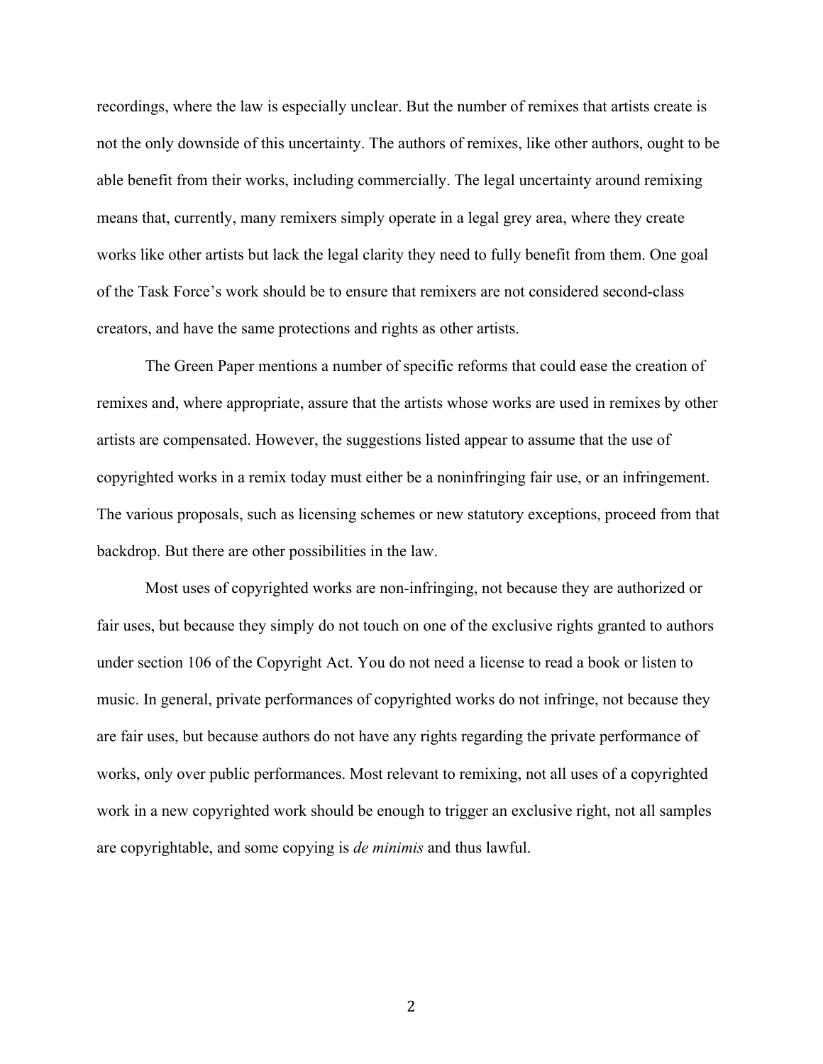recordings, where the law is especially unclear. But the number of remixes that artists create is not the only downside of this uncertainty. The authors of remixes, like other authors, ought to be able benefit from their works, including commercially. The legal uncertainty around remixing means that, currently, many remixers simply operate in a legal grey area, where they create works like other artists but lack the legal clarity they need to fully benefit from them. One goal of the Task Force's work should be to ensure that remixers are not considered second-class creators, and have the same protections and rights as other artists.

The Green Paper mentions a number of specific reforms that could ease the creation of remixes and, where appropriate, assure that the artists whose works are used in remixes by other artists are compensated. However, the suggestions listed appear to assume that the use of copyrighted works in a remix today must either be a noninfringing fair use, or an infringement. The various proposals, such as licensing schemes or new statutory exceptions, proceed from that backdrop. But there are other possibilities in the law.

Most uses of copyrighted works are non-infringing, not because they are authorized or fair uses, but because they simply do not touch on one of the exclusive rights granted to authors under section 106 of the Copyright Act. You do not need a license to read a book or listen to music. In general, private performances of copyrighted works do not infringe, not because they are fair uses, but because authors do not have any rights regarding the private performance of works, only over public performances. Most relevant to remixing, not all uses of a copyrighted work in a new copyrighted work should be enough to trigger an exclusive right, not all samples are copyrightable, and some copying is *de minimis* and thus lawful.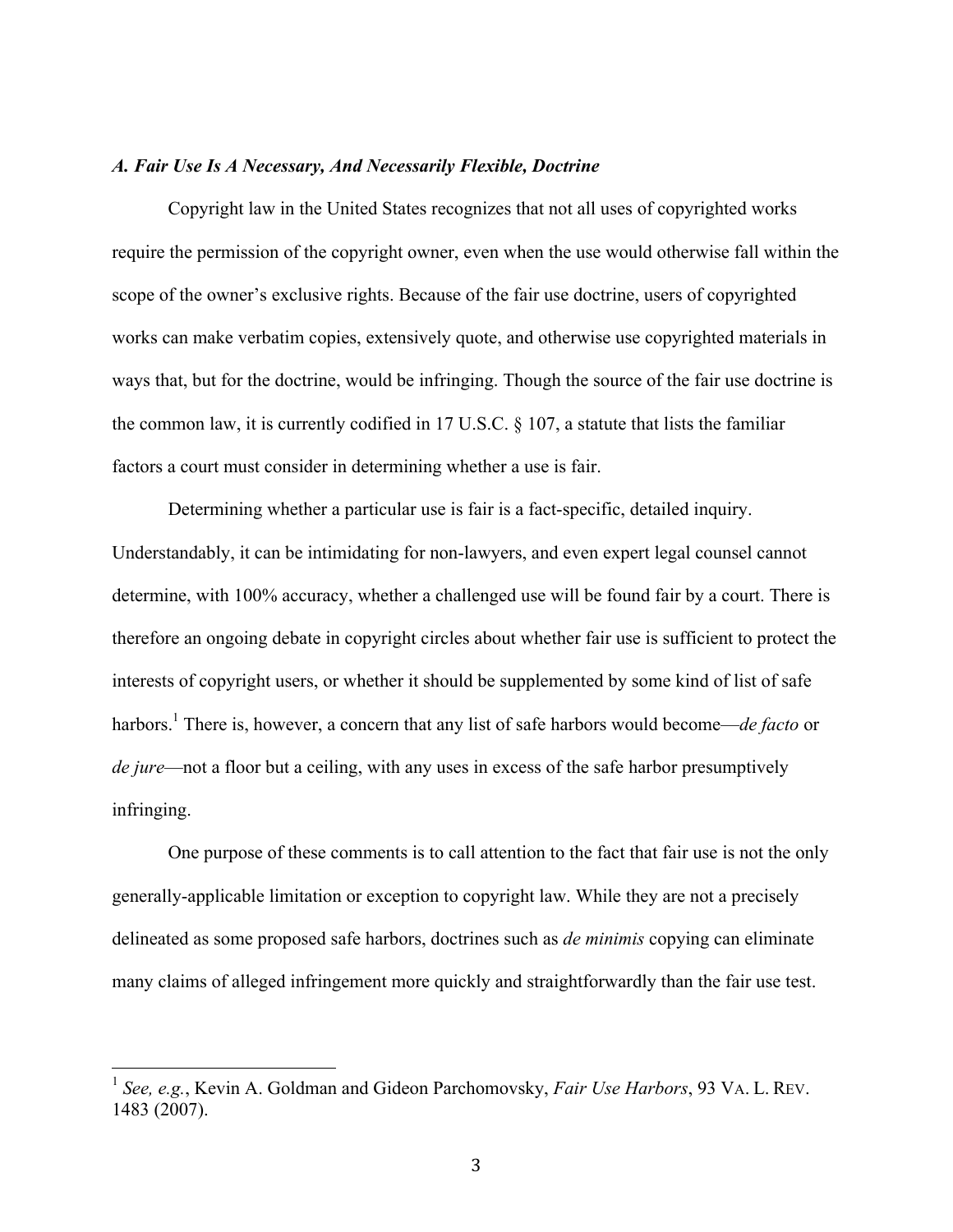### *A. Fair Use Is A Necessary, And Necessarily Flexible, Doctrine*

Copyright law in the United States recognizes that not all uses of copyrighted works require the permission of the copyright owner, even when the use would otherwise fall within the scope of the owner's exclusive rights. Because of the fair use doctrine, users of copyrighted works can make verbatim copies, extensively quote, and otherwise use copyrighted materials in ways that, but for the doctrine, would be infringing. Though the source of the fair use doctrine is the common law, it is currently codified in 17 U.S.C. § 107, a statute that lists the familiar factors a court must consider in determining whether a use is fair.

Determining whether a particular use is fair is a fact-specific, detailed inquiry. Understandably, it can be intimidating for non-lawyers, and even expert legal counsel cannot determine, with 100% accuracy, whether a challenged use will be found fair by a court. There is therefore an ongoing debate in copyright circles about whether fair use is sufficient to protect the interests of copyright users, or whether it should be supplemented by some kind of list of safe harbors.[1] There is, however, a concern that any list of safe harbors would become—*de facto* or *de jure*—not a floor but a ceiling, with any uses in excess of the safe harbor presumptively infringing.

One purpose of these comments is to call attention to the fact that fair use is not the only generally-applicable limitation or exception to copyright law. While they are not a precisely delineated as some proposed safe harbors, doctrines such as *de minimis* copying can eliminate many claims of alleged infringement more quickly and straightforwardly than the fair use test.

---

[1] *See, e.g.*, Kevin A. Goldman and Gideon Parchomovsky, *Fair Use Harbors*, 93 VA. L. REV. 1483 (2007).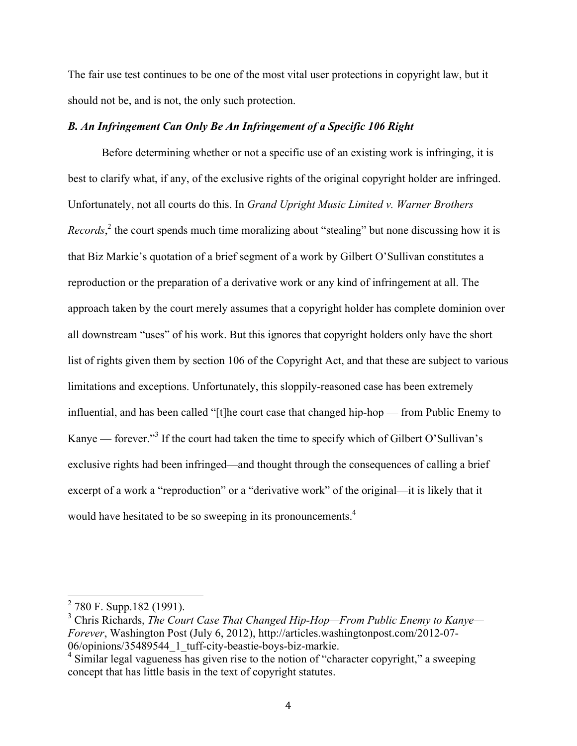The fair use test continues to be one of the most vital user protections in copyright law, but it should not be, and is not, the only such protection.

### *B. An Infringement Can Only Be An Infringement of a Specific 106 Right*

Before determining whether or not a specific use of an existing work is infringing, it is best to clarify what, if any, of the exclusive rights of the original copyright holder are infringed. Unfortunately, not all courts do this. In *Grand Upright Music Limited v. Warner Brothers Records*,[2] the court spends much time moralizing about "stealing" but none discussing how it is that Biz Markie's quotation of a brief segment of a work by Gilbert O'Sullivan constitutes a reproduction or the preparation of a derivative work or any kind of infringement at all. The approach taken by the court merely assumes that a copyright holder has complete dominion over all downstream "uses" of his work. But this ignores that copyright holders only have the short list of rights given them by section 106 of the Copyright Act, and that these are subject to various limitations and exceptions. Unfortunately, this sloppily-reasoned case has been extremely influential, and has been called "[t]he court case that changed hip-hop — from Public Enemy to Kanye — forever."[3] If the court had taken the time to specify which of Gilbert O'Sullivan's exclusive rights had been infringed—and thought through the consequences of calling a brief excerpt of a work a "reproduction" or a "derivative work" of the original—it is likely that it would have hesitated to be so sweeping in its pronouncements.[4]

---

[2] 780 F. Supp.182 (1991).

[3] Chris Richards, *The Court Case That Changed Hip-Hop—From Public Enemy to Kanye—Forever*, Washington Post (July 6, 2012), http://articles.washingtonpost.com/2012-07-06/opinions/35489544_1_tuff-city-beastie-boys-biz-markie.

[4] Similar legal vagueness has given rise to the notion of "character copyright," a sweeping concept that has little basis in the text of copyright statutes.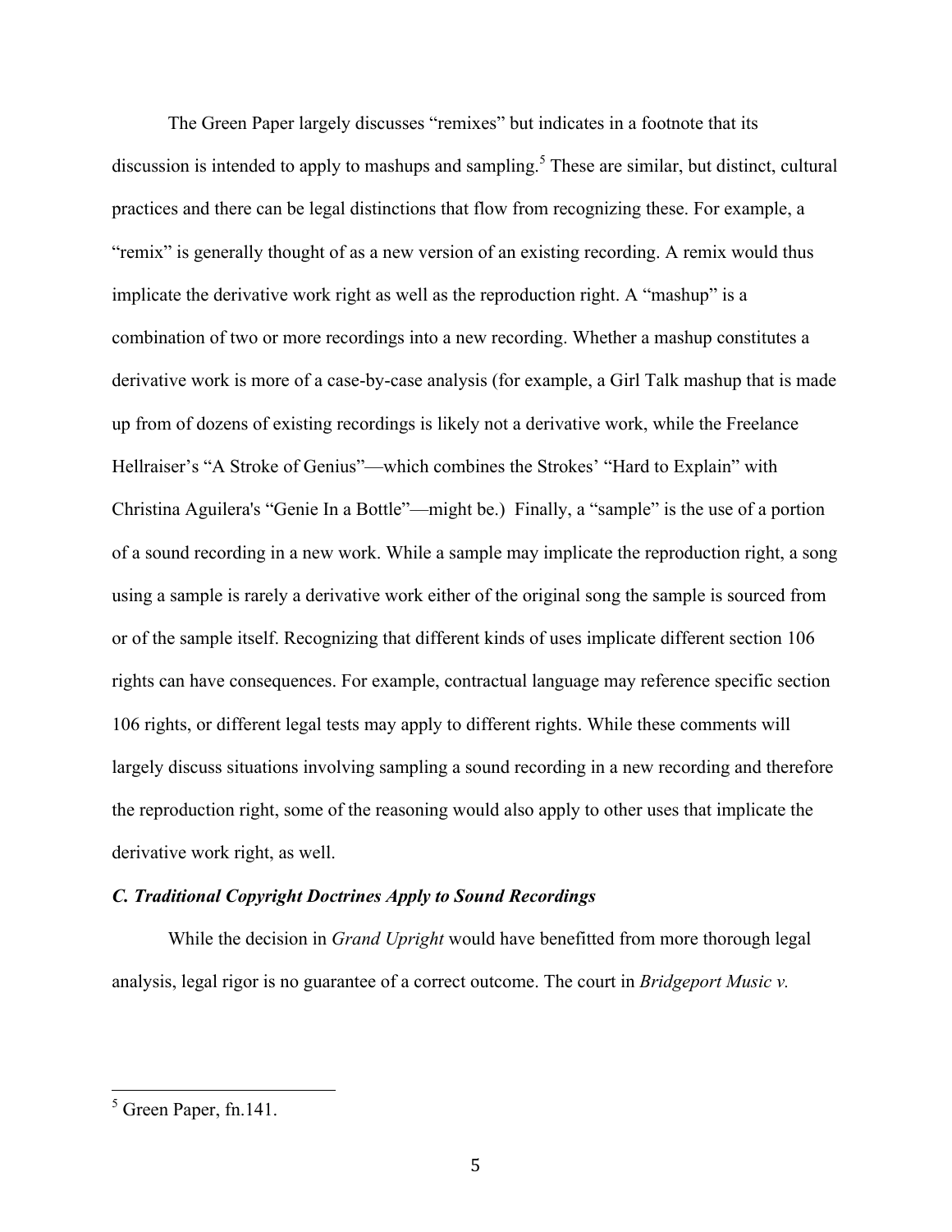The Green Paper largely discusses "remixes" but indicates in a footnote that its discussion is intended to apply to mashups and sampling.[5] These are similar, but distinct, cultural practices and there can be legal distinctions that flow from recognizing these. For example, a "remix" is generally thought of as a new version of an existing recording. A remix would thus implicate the derivative work right as well as the reproduction right. A "mashup" is a combination of two or more recordings into a new recording. Whether a mashup constitutes a derivative work is more of a case-by-case analysis (for example, a Girl Talk mashup that is made up from of dozens of existing recordings is likely not a derivative work, while the Freelance Hellraiser's "A Stroke of Genius"—which combines the Strokes' "Hard to Explain" with Christina Aguilera's "Genie In a Bottle"—might be.) Finally, a "sample" is the use of a portion of a sound recording in a new work. While a sample may implicate the reproduction right, a song using a sample is rarely a derivative work either of the original song the sample is sourced from or of the sample itself. Recognizing that different kinds of uses implicate different section 106 rights can have consequences. For example, contractual language may reference specific section 106 rights, or different legal tests may apply to different rights. While these comments will largely discuss situations involving sampling a sound recording in a new recording and therefore the reproduction right, some of the reasoning would also apply to other uses that implicate the derivative work right, as well.

### *C. Traditional Copyright Doctrines Apply to Sound Recordings*

While the decision in *Grand Upright* would have benefitted from more thorough legal analysis, legal rigor is no guarantee of a correct outcome. The court in *Bridgeport Music v.*

[5] Green Paper, fn.141.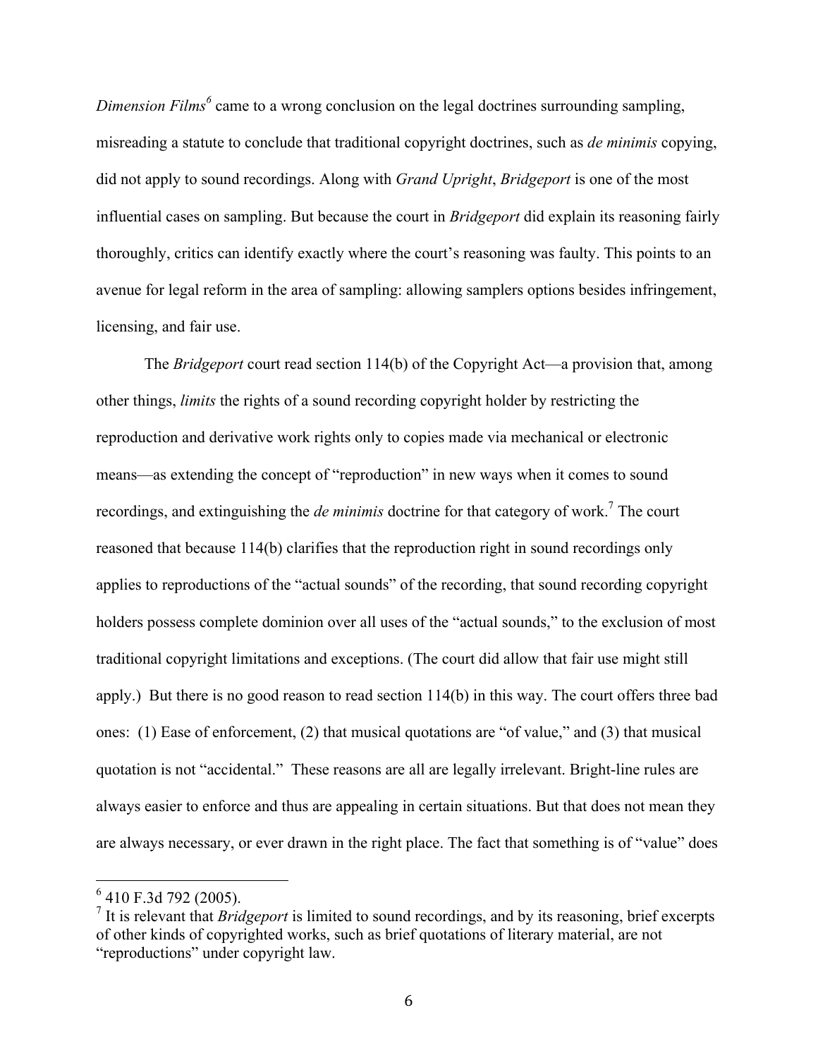*Dimension Films*[6] came to a wrong conclusion on the legal doctrines surrounding sampling, misreading a statute to conclude that traditional copyright doctrines, such as *de minimis* copying, did not apply to sound recordings. Along with *Grand Upright*, *Bridgeport* is one of the most influential cases on sampling. But because the court in *Bridgeport* did explain its reasoning fairly thoroughly, critics can identify exactly where the court's reasoning was faulty. This points to an avenue for legal reform in the area of sampling: allowing samplers options besides infringement, licensing, and fair use.

The *Bridgeport* court read section 114(b) of the Copyright Act—a provision that, among other things, *limits* the rights of a sound recording copyright holder by restricting the reproduction and derivative work rights only to copies made via mechanical or electronic means—as extending the concept of "reproduction" in new ways when it comes to sound recordings, and extinguishing the *de minimis* doctrine for that category of work.[7] The court reasoned that because 114(b) clarifies that the reproduction right in sound recordings only applies to reproductions of the "actual sounds" of the recording, that sound recording copyright holders possess complete dominion over all uses of the "actual sounds," to the exclusion of most traditional copyright limitations and exceptions. (The court did allow that fair use might still apply.) But there is no good reason to read section 114(b) in this way. The court offers three bad ones: (1) Ease of enforcement, (2) that musical quotations are "of value," and (3) that musical quotation is not "accidental." These reasons are all are legally irrelevant. Bright-line rules are always easier to enforce and thus are appealing in certain situations. But that does not mean they are always necessary, or ever drawn in the right place. The fact that something is of "value" does

---

[6] 410 F.3d 792 (2005).

[7] It is relevant that *Bridgeport* is limited to sound recordings, and by its reasoning, brief excerpts of other kinds of copyrighted works, such as brief quotations of literary material, are not "reproductions" under copyright law.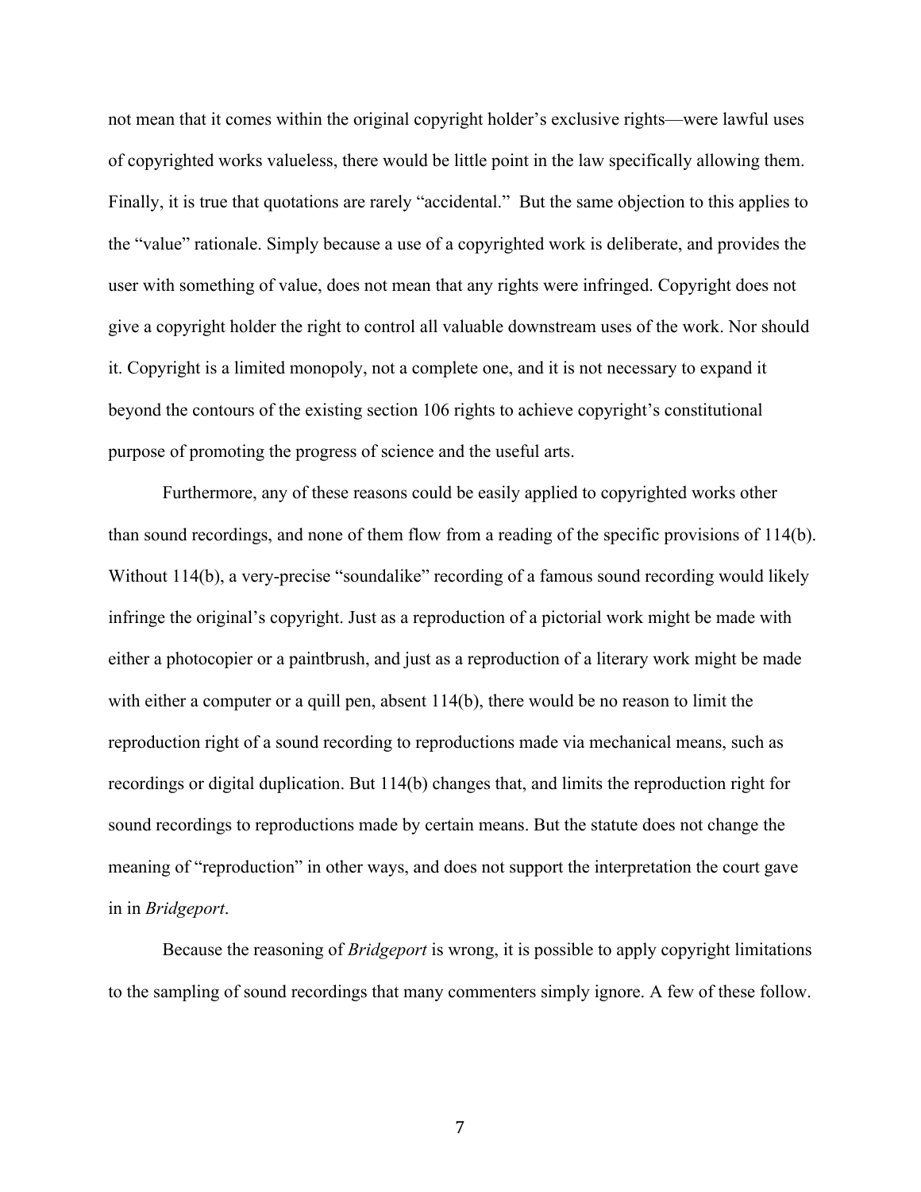not mean that it comes within the original copyright holder's exclusive rights—were lawful uses of copyrighted works valueless, there would be little point in the law specifically allowing them. Finally, it is true that quotations are rarely "accidental." But the same objection to this applies to the "value" rationale. Simply because a use of a copyrighted work is deliberate, and provides the user with something of value, does not mean that any rights were infringed. Copyright does not give a copyright holder the right to control all valuable downstream uses of the work. Nor should it. Copyright is a limited monopoly, not a complete one, and it is not necessary to expand it beyond the contours of the existing section 106 rights to achieve copyright's constitutional purpose of promoting the progress of science and the useful arts.

Furthermore, any of these reasons could be easily applied to copyrighted works other than sound recordings, and none of them flow from a reading of the specific provisions of 114(b). Without 114(b), a very-precise "soundalike" recording of a famous sound recording would likely infringe the original's copyright. Just as a reproduction of a pictorial work might be made with either a photocopier or a paintbrush, and just as a reproduction of a literary work might be made with either a computer or a quill pen, absent 114(b), there would be no reason to limit the reproduction right of a sound recording to reproductions made via mechanical means, such as recordings or digital duplication. But 114(b) changes that, and limits the reproduction right for sound recordings to reproductions made by certain means. But the statute does not change the meaning of "reproduction" in other ways, and does not support the interpretation the court gave in in *Bridgeport*.

Because the reasoning of *Bridgeport* is wrong, it is possible to apply copyright limitations to the sampling of sound recordings that many commenters simply ignore. A few of these follow.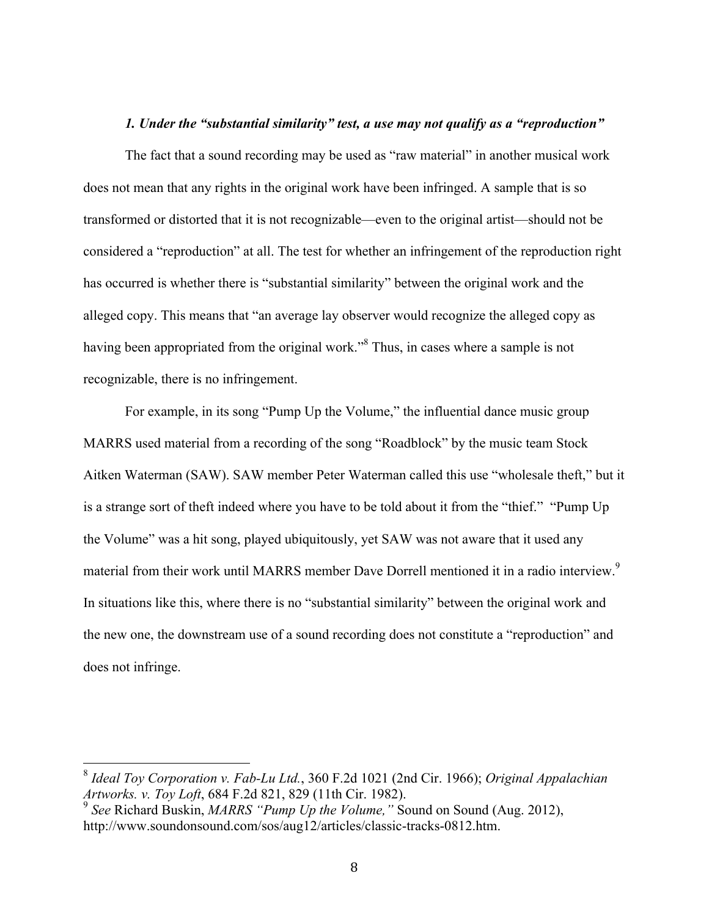### *1. Under the "substantial similarity" test, a use may not qualify as a "reproduction"*

The fact that a sound recording may be used as "raw material" in another musical work does not mean that any rights in the original work have been infringed. A sample that is so transformed or distorted that it is not recognizable—even to the original artist—should not be considered a "reproduction" at all. The test for whether an infringement of the reproduction right has occurred is whether there is "substantial similarity" between the original work and the alleged copy. This means that "an average lay observer would recognize the alleged copy as having been appropriated from the original work."[8] Thus, in cases where a sample is not recognizable, there is no infringement.

For example, in its song "Pump Up the Volume," the influential dance music group MARRS used material from a recording of the song "Roadblock" by the music team Stock Aitken Waterman (SAW). SAW member Peter Waterman called this use "wholesale theft," but it is a strange sort of theft indeed where you have to be told about it from the "thief." "Pump Up the Volume" was a hit song, played ubiquitously, yet SAW was not aware that it used any material from their work until MARRS member Dave Dorrell mentioned it in a radio interview.[9] In situations like this, where there is no "substantial similarity" between the original work and the new one, the downstream use of a sound recording does not constitute a "reproduction" and does not infringe.

---

[8] *Ideal Toy Corporation v. Fab-Lu Ltd.*, 360 F.2d 1021 (2nd Cir. 1966); *Original Appalachian Artworks. v. Toy Loft*, 684 F.2d 821, 829 (11th Cir. 1982).

[9] *See* Richard Buskin, *MARRS "Pump Up the Volume,"* Sound on Sound (Aug. 2012), http://www.soundonsound.com/sos/aug12/articles/classic-tracks-0812.htm.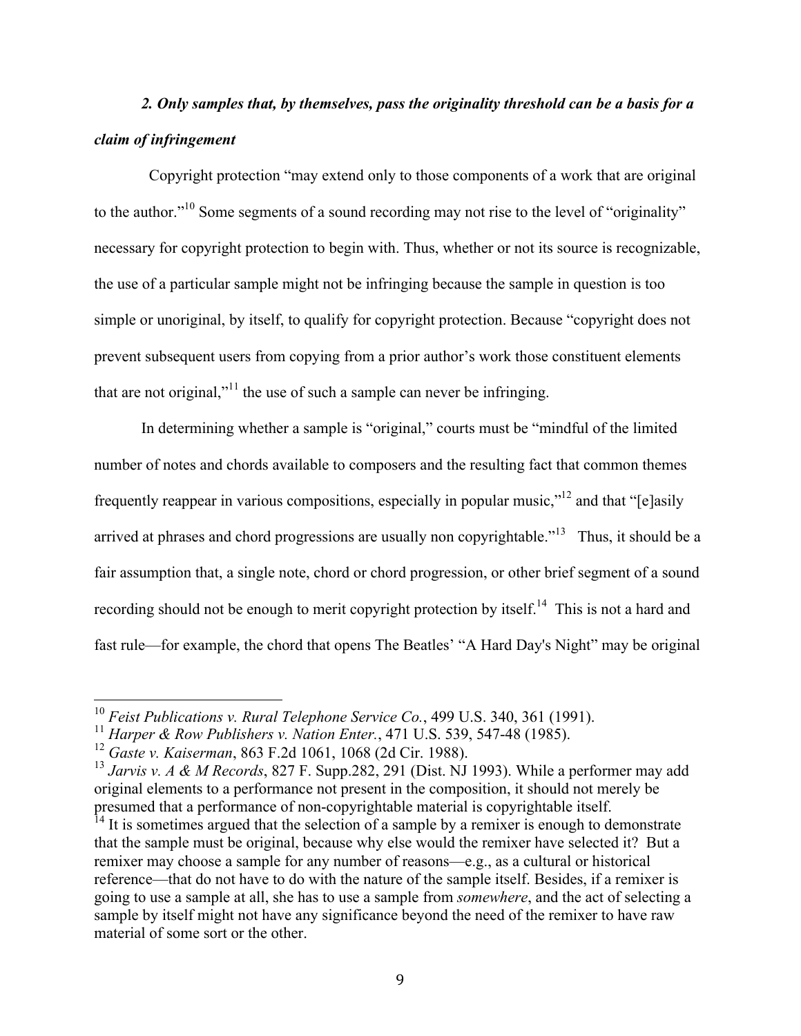### *2. Only samples that, by themselves, pass the originality threshold can be a basis for a claim of infringement*

Copyright protection "may extend only to those components of a work that are original to the author."[10] Some segments of a sound recording may not rise to the level of "originality" necessary for copyright protection to begin with. Thus, whether or not its source is recognizable, the use of a particular sample might not be infringing because the sample in question is too simple or unoriginal, by itself, to qualify for copyright protection. Because "copyright does not prevent subsequent users from copying from a prior author's work those constituent elements that are not original,"[11] the use of such a sample can never be infringing.

In determining whether a sample is "original," courts must be "mindful of the limited number of notes and chords available to composers and the resulting fact that common themes frequently reappear in various compositions, especially in popular music,"[12] and that "[e]asily arrived at phrases and chord progressions are usually non copyrightable."[13] Thus, it should be a fair assumption that, a single note, chord or chord progression, or other brief segment of a sound recording should not be enough to merit copyright protection by itself.[14] This is not a hard and fast rule—for example, the chord that opens The Beatles' "A Hard Day's Night" may be original

---

[10] *Feist Publications v. Rural Telephone Service Co.*, 499 U.S. 340, 361 (1991).

[11] *Harper & Row Publishers v. Nation Enter.*, 471 U.S. 539, 547-48 (1985).

[12] *Gaste v. Kaiserman*, 863 F.2d 1061, 1068 (2d Cir. 1988).

[13] *Jarvis v. A & M Records*, 827 F. Supp.282, 291 (Dist. NJ 1993). While a performer may add original elements to a performance not present in the composition, it should not merely be presumed that a performance of non-copyrightable material is copyrightable itself.

[14] It is sometimes argued that the selection of a sample by a remixer is enough to demonstrate that the sample must be original, because why else would the remixer have selected it? But a remixer may choose a sample for any number of reasons—e.g., as a cultural or historical reference—that do not have to do with the nature of the sample itself. Besides, if a remixer is going to use a sample at all, she has to use a sample from *somewhere*, and the act of selecting a sample by itself might not have any significance beyond the need of the remixer to have raw material of some sort or the other.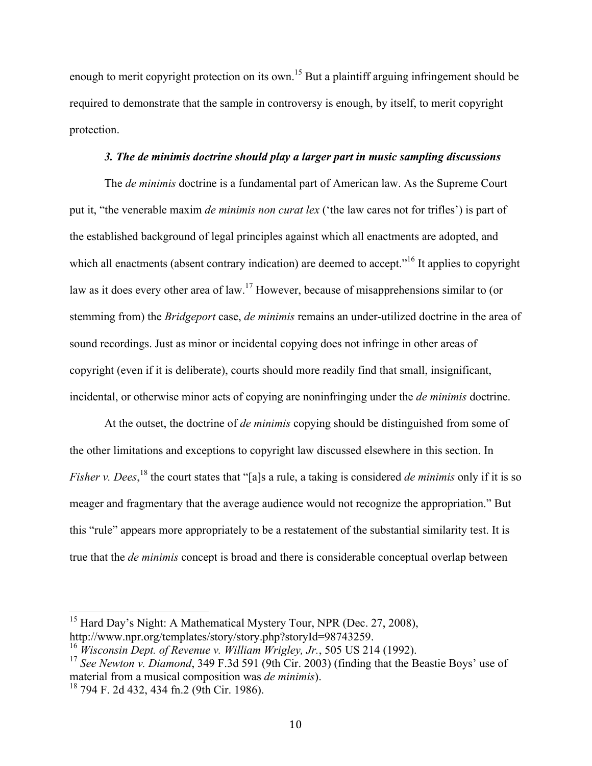enough to merit copyright protection on its own.[15] But a plaintiff arguing infringement should be required to demonstrate that the sample in controversy is enough, by itself, to merit copyright protection.

### *3. The de minimis doctrine should play a larger part in music sampling discussions*

The *de minimis* doctrine is a fundamental part of American law. As the Supreme Court put it, "the venerable maxim *de minimis non curat lex* ('the law cares not for trifles') is part of the established background of legal principles against which all enactments are adopted, and which all enactments (absent contrary indication) are deemed to accept."[16] It applies to copyright law as it does every other area of law.[17] However, because of misapprehensions similar to (or stemming from) the *Bridgeport* case, *de minimis* remains an under-utilized doctrine in the area of sound recordings. Just as minor or incidental copying does not infringe in other areas of copyright (even if it is deliberate), courts should more readily find that small, insignificant, incidental, or otherwise minor acts of copying are noninfringing under the *de minimis* doctrine.

At the outset, the doctrine of *de minimis* copying should be distinguished from some of the other limitations and exceptions to copyright law discussed elsewhere in this section. In *Fisher v. Dees*,[18] the court states that "[a]s a rule, a taking is considered *de minimis* only if it is so meager and fragmentary that the average audience would not recognize the appropriation." But this "rule" appears more appropriately to be a restatement of the substantial similarity test. It is true that the *de minimis* concept is broad and there is considerable conceptual overlap between

---

[15] Hard Day's Night: A Mathematical Mystery Tour, NPR (Dec. 27, 2008), http://www.npr.org/templates/story/story.php?storyId=98743259.

[16] *Wisconsin Dept. of Revenue v. William Wrigley, Jr.*, 505 US 214 (1992).

[17] *See Newton v. Diamond*, 349 F.3d 591 (9th Cir. 2003) (finding that the Beastie Boys' use of material from a musical composition was *de minimis*).

[18] 794 F. 2d 432, 434 fn.2 (9th Cir. 1986).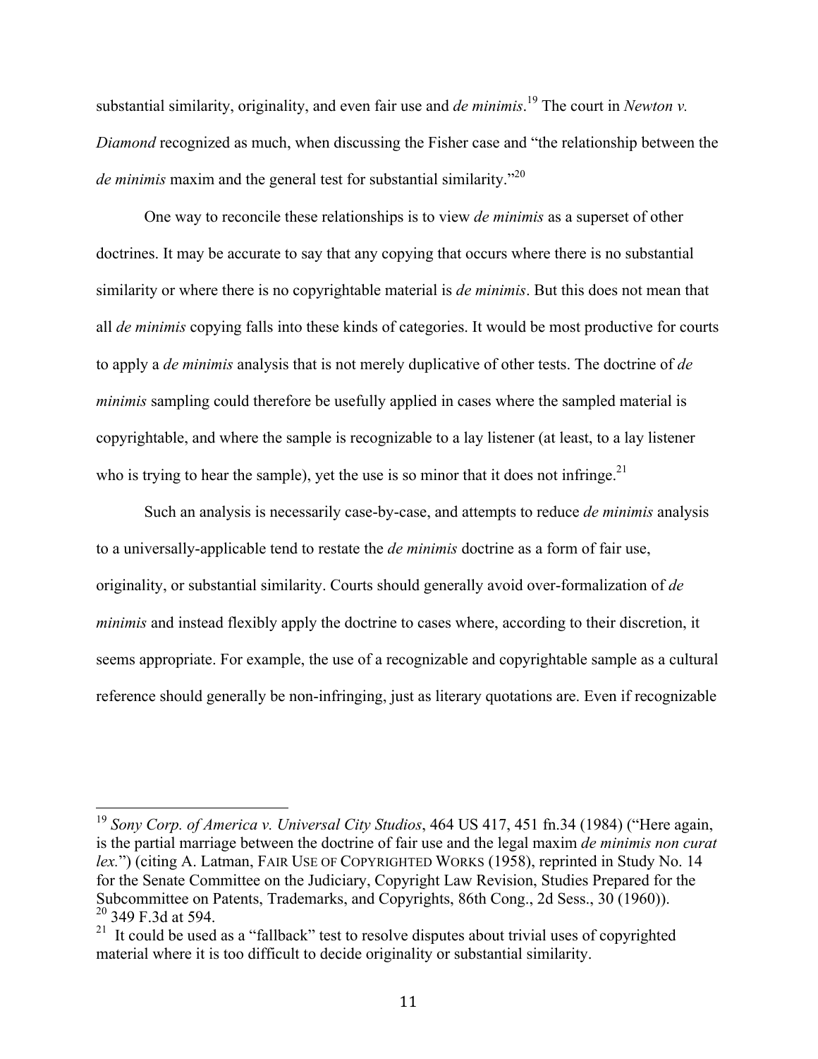substantial similarity, originality, and even fair use and *de minimis*.[19] The court in *Newton v. Diamond* recognized as much, when discussing the Fisher case and "the relationship between the *de minimis* maxim and the general test for substantial similarity."[20]

One way to reconcile these relationships is to view *de minimis* as a superset of other doctrines. It may be accurate to say that any copying that occurs where there is no substantial similarity or where there is no copyrightable material is *de minimis*. But this does not mean that all *de minimis* copying falls into these kinds of categories. It would be most productive for courts to apply a *de minimis* analysis that is not merely duplicative of other tests. The doctrine of *de minimis* sampling could therefore be usefully applied in cases where the sampled material is copyrightable, and where the sample is recognizable to a lay listener (at least, to a lay listener who is trying to hear the sample), yet the use is so minor that it does not infringe.[21]

Such an analysis is necessarily case-by-case, and attempts to reduce *de minimis* analysis to a universally-applicable tend to restate the *de minimis* doctrine as a form of fair use, originality, or substantial similarity. Courts should generally avoid over-formalization of *de minimis* and instead flexibly apply the doctrine to cases where, according to their discretion, it seems appropriate. For example, the use of a recognizable and copyrightable sample as a cultural reference should generally be non-infringing, just as literary quotations are. Even if recognizable

---

[19] *Sony Corp. of America v. Universal City Studios*, 464 US 417, 451 fn.34 (1984) ("Here again, is the partial marriage between the doctrine of fair use and the legal maxim *de minimis non curat lex.*") (citing A. Latman, FAIR USE OF COPYRIGHTED WORKS (1958), reprinted in Study No. 14 for the Senate Committee on the Judiciary, Copyright Law Revision, Studies Prepared for the Subcommittee on Patents, Trademarks, and Copyrights, 86th Cong., 2d Sess., 30 (1960)).

[20] 349 F.3d at 594.

[21] It could be used as a "fallback" test to resolve disputes about trivial uses of copyrighted material where it is too difficult to decide originality or substantial similarity.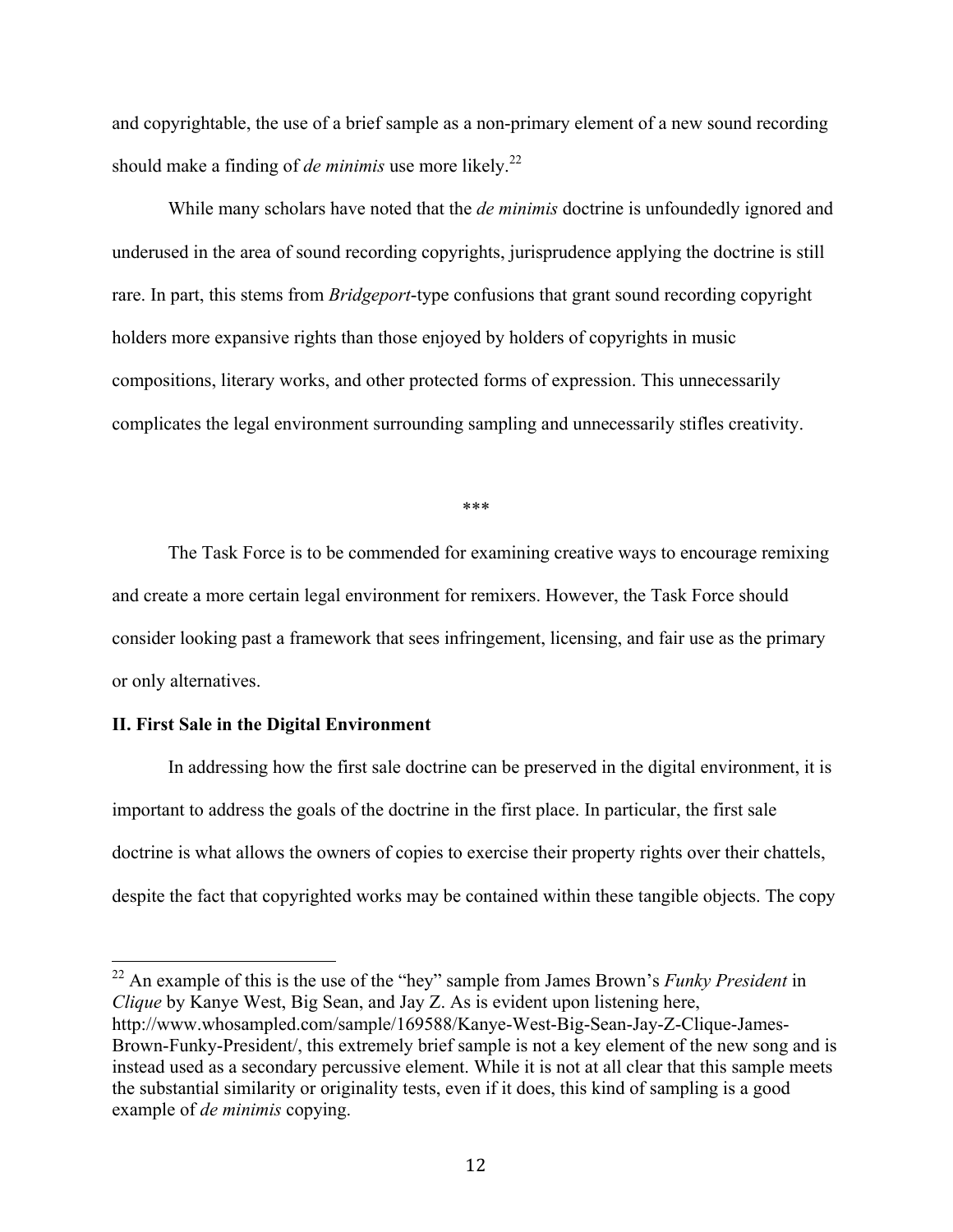and copyrightable, the use of a brief sample as a non-primary element of a new sound recording should make a finding of *de minimis* use more likely.[22]

While many scholars have noted that the *de minimis* doctrine is unfoundedly ignored and underused in the area of sound recording copyrights, jurisprudence applying the doctrine is still rare. In part, this stems from *Bridgeport*-type confusions that grant sound recording copyright holders more expansive rights than those enjoyed by holders of copyrights in music compositions, literary works, and other protected forms of expression. This unnecessarily complicates the legal environment surrounding sampling and unnecessarily stifles creativity.

\*\*\*

The Task Force is to be commended for examining creative ways to encourage remixing and create a more certain legal environment for remixers. However, the Task Force should consider looking past a framework that sees infringement, licensing, and fair use as the primary or only alternatives.

**II. First Sale in the Digital Environment**

In addressing how the first sale doctrine can be preserved in the digital environment, it is important to address the goals of the doctrine in the first place. In particular, the first sale doctrine is what allows the owners of copies to exercise their property rights over their chattels, despite the fact that copyrighted works may be contained within these tangible objects. The copy

---

[22] An example of this is the use of the "hey" sample from James Brown's *Funky President* in *Clique* by Kanye West, Big Sean, and Jay Z. As is evident upon listening here, http://www.whosampled.com/sample/169588/Kanye-West-Big-Sean-Jay-Z-Clique-James-Brown-Funky-President/, this extremely brief sample is not a key element of the new song and is instead used as a secondary percussive element. While it is not at all clear that this sample meets the substantial similarity or originality tests, even if it does, this kind of sampling is a good example of *de minimis* copying.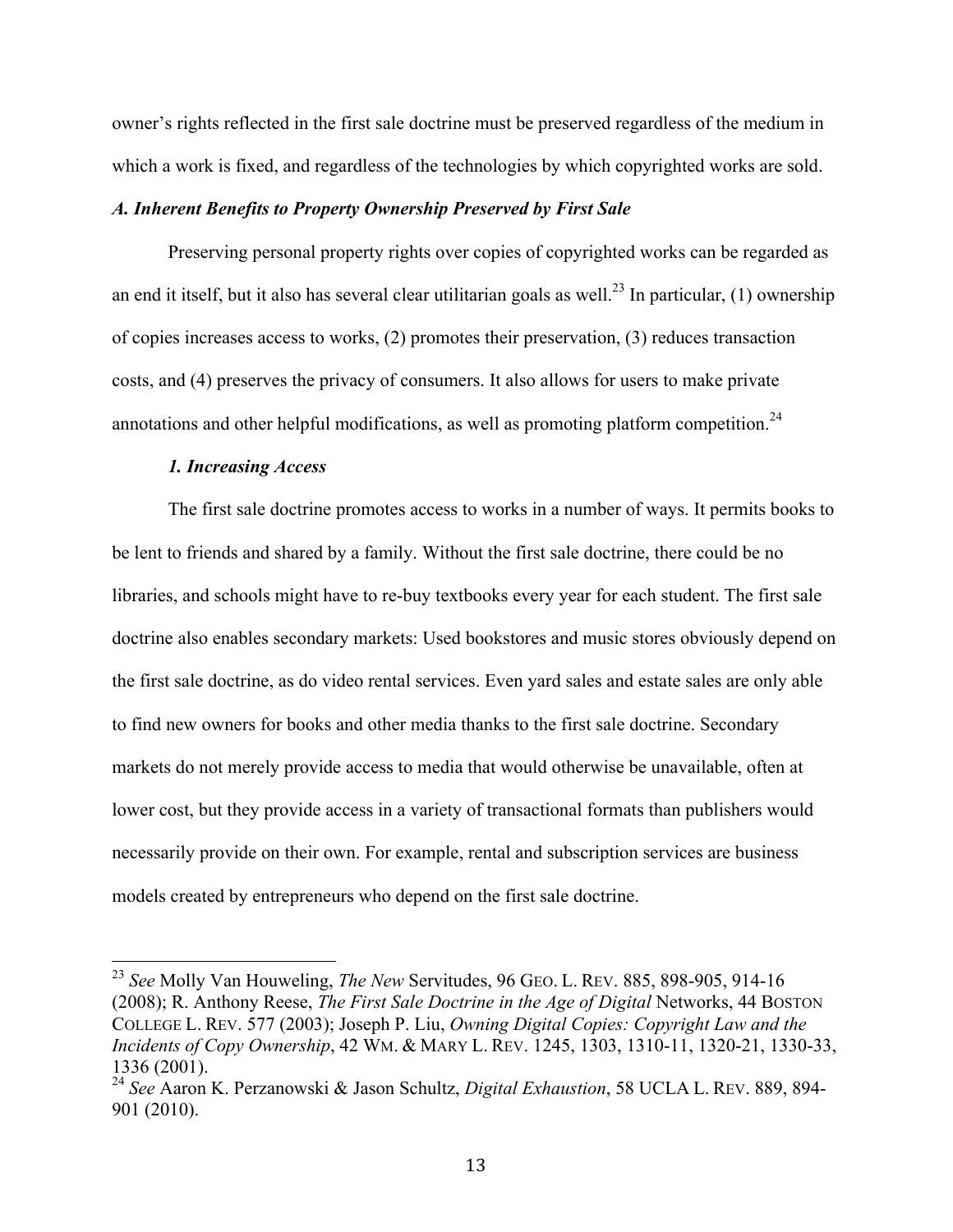owner's rights reflected in the first sale doctrine must be preserved regardless of the medium in which a work is fixed, and regardless of the technologies by which copyrighted works are sold.

### *A. Inherent Benefits to Property Ownership Preserved by First Sale*

Preserving personal property rights over copies of copyrighted works can be regarded as an end it itself, but it also has several clear utilitarian goals as well.[23] In particular, (1) ownership of copies increases access to works, (2) promotes their preservation, (3) reduces transaction costs, and (4) preserves the privacy of consumers. It also allows for users to make private annotations and other helpful modifications, as well as promoting platform competition.[24]

#### *1. Increasing Access*

The first sale doctrine promotes access to works in a number of ways. It permits books to be lent to friends and shared by a family. Without the first sale doctrine, there could be no libraries, and schools might have to re-buy textbooks every year for each student. The first sale doctrine also enables secondary markets: Used bookstores and music stores obviously depend on the first sale doctrine, as do video rental services. Even yard sales and estate sales are only able to find new owners for books and other media thanks to the first sale doctrine. Secondary markets do not merely provide access to media that would otherwise be unavailable, often at lower cost, but they provide access in a variety of transactional formats than publishers would necessarily provide on their own. For example, rental and subscription services are business models created by entrepreneurs who depend on the first sale doctrine.

---

[23] *See* Molly Van Houweling, *The New* Servitudes, 96 GEO. L. REV. 885, 898-905, 914-16 (2008); R. Anthony Reese, *The First Sale Doctrine in the Age of Digital* Networks, 44 BOSTON COLLEGE L. REV. 577 (2003); Joseph P. Liu, *Owning Digital Copies: Copyright Law and the Incidents of Copy Ownership*, 42 WM. & MARY L. REV. 1245, 1303, 1310-11, 1320-21, 1330-33, 1336 (2001).

[24] *See* Aaron K. Perzanowski & Jason Schultz, *Digital Exhaustion*, 58 UCLA L. REV. 889, 894-901 (2010).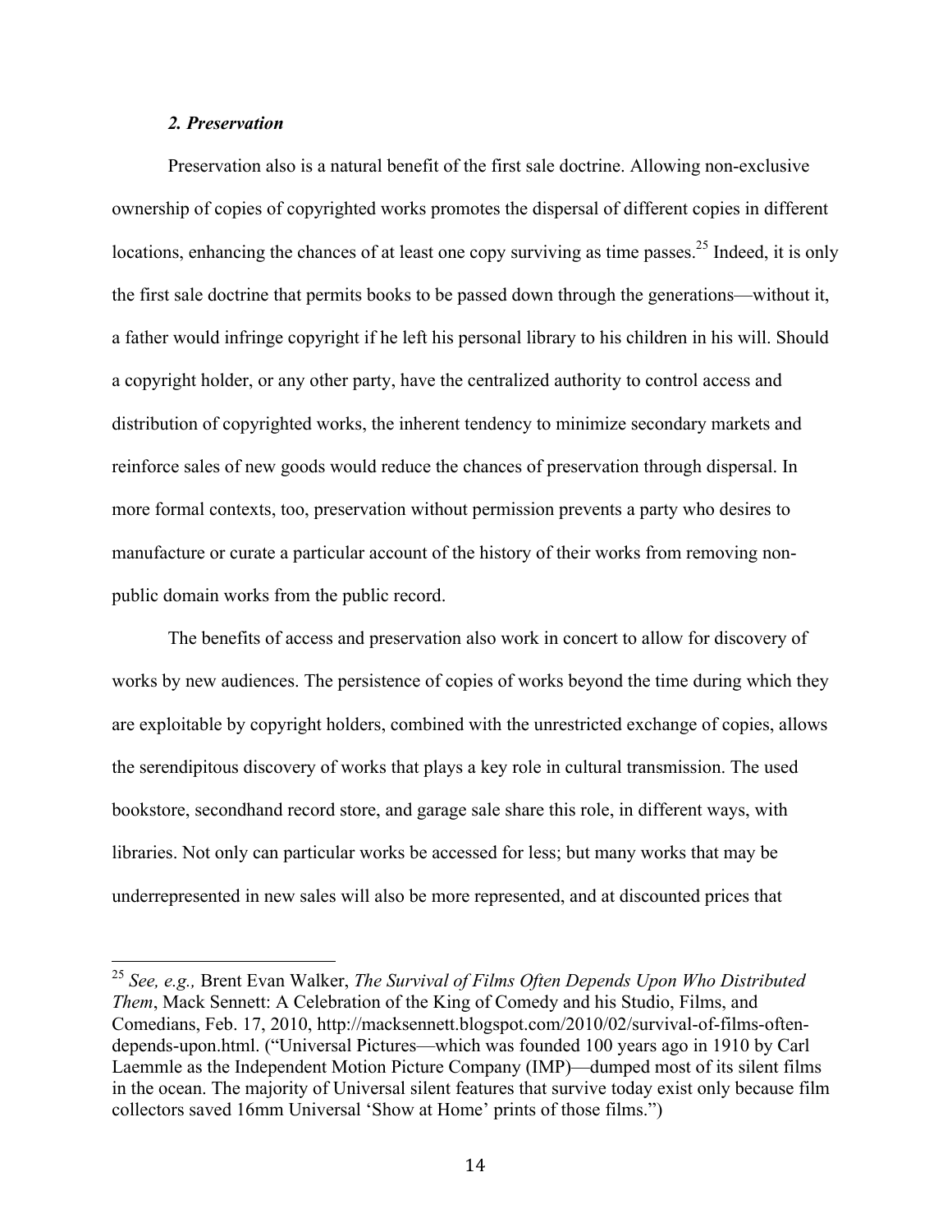### *2. Preservation*

Preservation also is a natural benefit of the first sale doctrine. Allowing non-exclusive ownership of copies of copyrighted works promotes the dispersal of different copies in different locations, enhancing the chances of at least one copy surviving as time passes.[25] Indeed, it is only the first sale doctrine that permits books to be passed down through the generations—without it, a father would infringe copyright if he left his personal library to his children in his will. Should a copyright holder, or any other party, have the centralized authority to control access and distribution of copyrighted works, the inherent tendency to minimize secondary markets and reinforce sales of new goods would reduce the chances of preservation through dispersal. In more formal contexts, too, preservation without permission prevents a party who desires to manufacture or curate a particular account of the history of their works from removing non-public domain works from the public record.

The benefits of access and preservation also work in concert to allow for discovery of works by new audiences. The persistence of copies of works beyond the time during which they are exploitable by copyright holders, combined with the unrestricted exchange of copies, allows the serendipitous discovery of works that plays a key role in cultural transmission. The used bookstore, secondhand record store, and garage sale share this role, in different ways, with libraries. Not only can particular works be accessed for less; but many works that may be underrepresented in new sales will also be more represented, and at discounted prices that

---

[25] *See, e.g.,* Brent Evan Walker, *The Survival of Films Often Depends Upon Who Distributed Them*, Mack Sennett: A Celebration of the King of Comedy and his Studio, Films, and Comedians, Feb. 17, 2010, http://macksennett.blogspot.com/2010/02/survival-of-films-often-depends-upon.html. ("Universal Pictures—which was founded 100 years ago in 1910 by Carl Laemmle as the Independent Motion Picture Company (IMP)—dumped most of its silent films in the ocean. The majority of Universal silent features that survive today exist only because film collectors saved 16mm Universal 'Show at Home' prints of those films.")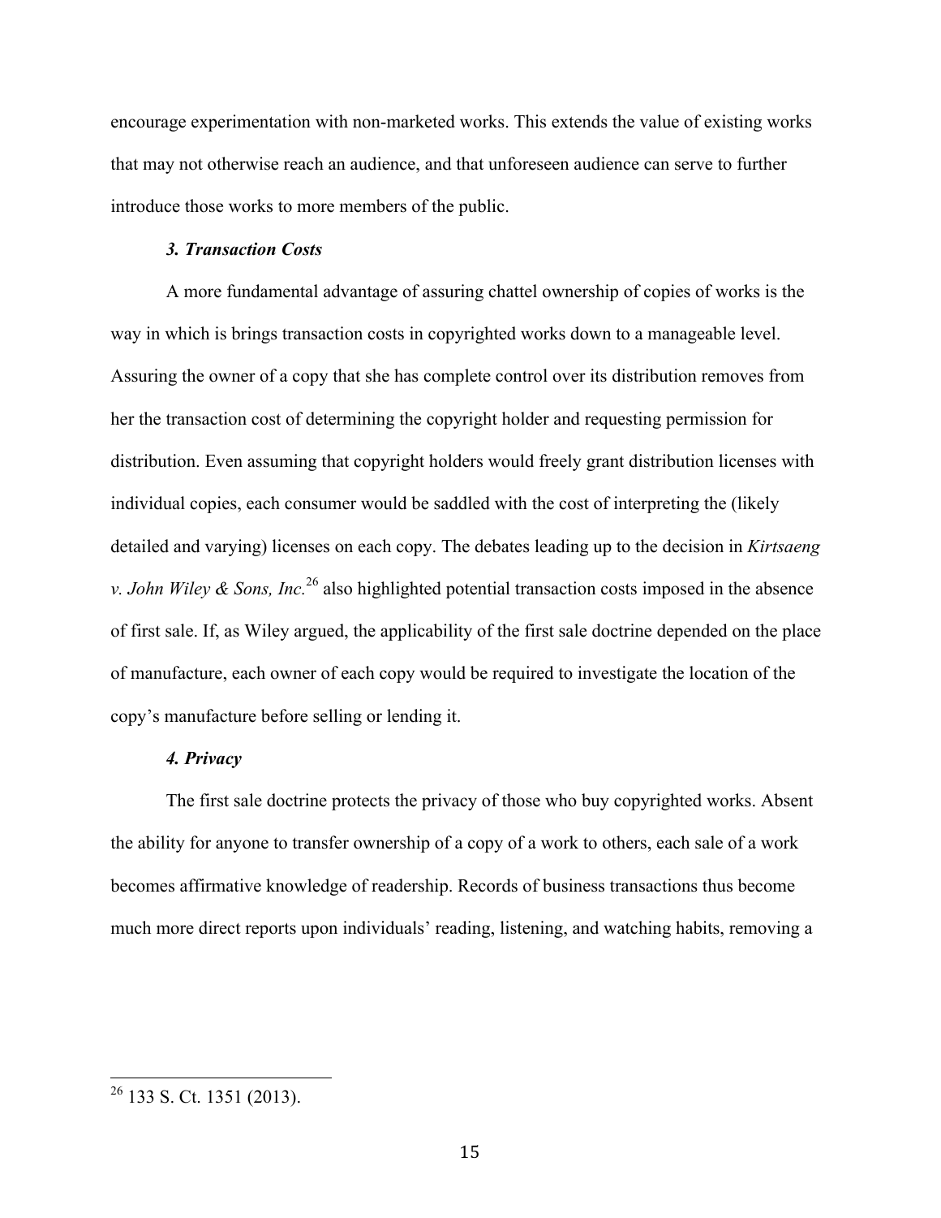encourage experimentation with non-marketed works. This extends the value of existing works that may not otherwise reach an audience, and that unforeseen audience can serve to further introduce those works to more members of the public.

### *3. Transaction Costs*

A more fundamental advantage of assuring chattel ownership of copies of works is the way in which is brings transaction costs in copyrighted works down to a manageable level. Assuring the owner of a copy that she has complete control over its distribution removes from her the transaction cost of determining the copyright holder and requesting permission for distribution. Even assuming that copyright holders would freely grant distribution licenses with individual copies, each consumer would be saddled with the cost of interpreting the (likely detailed and varying) licenses on each copy. The debates leading up to the decision in *Kirtsaeng v. John Wiley & Sons, Inc.*[26] also highlighted potential transaction costs imposed in the absence of first sale. If, as Wiley argued, the applicability of the first sale doctrine depended on the place of manufacture, each owner of each copy would be required to investigate the location of the copy's manufacture before selling or lending it.

### *4. Privacy*

The first sale doctrine protects the privacy of those who buy copyrighted works. Absent the ability for anyone to transfer ownership of a copy of a work to others, each sale of a work becomes affirmative knowledge of readership. Records of business transactions thus become much more direct reports upon individuals' reading, listening, and watching habits, removing a

---

[26] 133 S. Ct. 1351 (2013).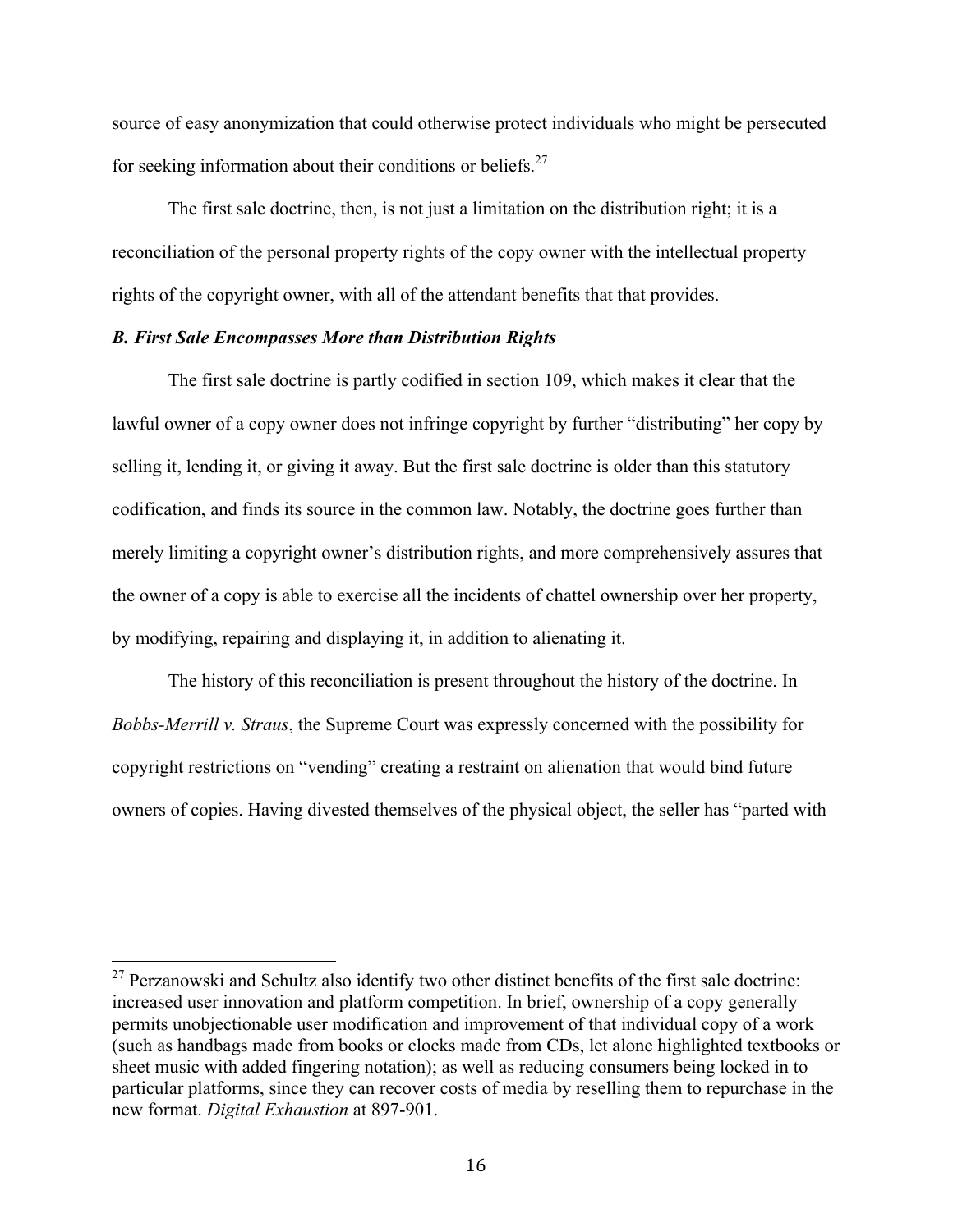source of easy anonymization that could otherwise protect individuals who might be persecuted for seeking information about their conditions or beliefs.[27]

The first sale doctrine, then, is not just a limitation on the distribution right; it is a reconciliation of the personal property rights of the copy owner with the intellectual property rights of the copyright owner, with all of the attendant benefits that that provides.

### *B. First Sale Encompasses More than Distribution Rights*

The first sale doctrine is partly codified in section 109, which makes it clear that the lawful owner of a copy owner does not infringe copyright by further "distributing" her copy by selling it, lending it, or giving it away. But the first sale doctrine is older than this statutory codification, and finds its source in the common law. Notably, the doctrine goes further than merely limiting a copyright owner's distribution rights, and more comprehensively assures that the owner of a copy is able to exercise all the incidents of chattel ownership over her property, by modifying, repairing and displaying it, in addition to alienating it.

The history of this reconciliation is present throughout the history of the doctrine. In *Bobbs-Merrill v. Straus*, the Supreme Court was expressly concerned with the possibility for copyright restrictions on "vending" creating a restraint on alienation that would bind future owners of copies. Having divested themselves of the physical object, the seller has "parted with

---

[27] Perzanowski and Schultz also identify two other distinct benefits of the first sale doctrine: increased user innovation and platform competition. In brief, ownership of a copy generally permits unobjectionable user modification and improvement of that individual copy of a work (such as handbags made from books or clocks made from CDs, let alone highlighted textbooks or sheet music with added fingering notation); as well as reducing consumers being locked in to particular platforms, since they can recover costs of media by reselling them to repurchase in the new format. *Digital Exhaustion* at 897-901.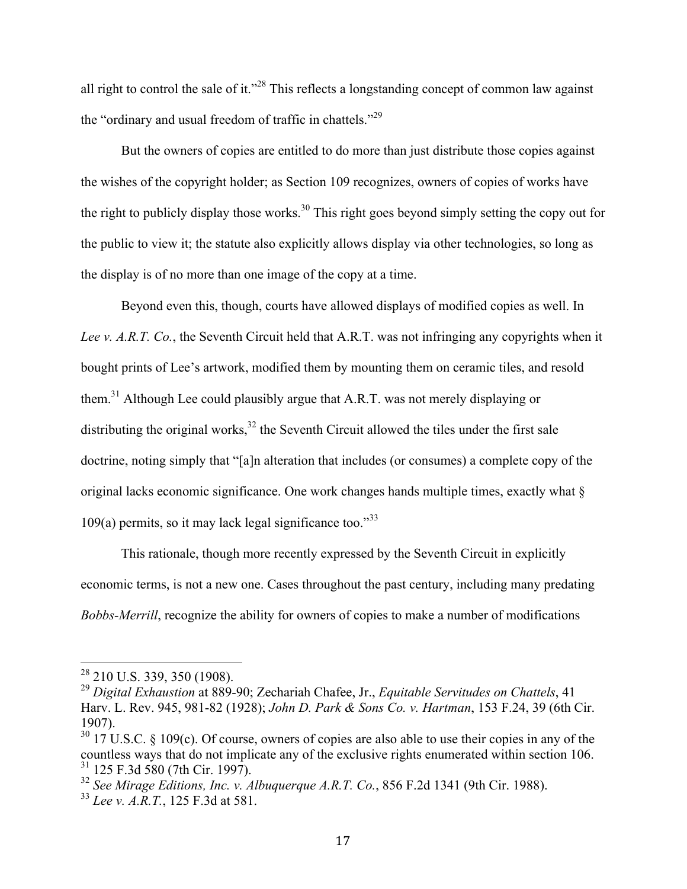all right to control the sale of it."[28] This reflects a longstanding concept of common law against the "ordinary and usual freedom of traffic in chattels."[29]

But the owners of copies are entitled to do more than just distribute those copies against the wishes of the copyright holder; as Section 109 recognizes, owners of copies of works have the right to publicly display those works.[30] This right goes beyond simply setting the copy out for the public to view it; the statute also explicitly allows display via other technologies, so long as the display is of no more than one image of the copy at a time.

Beyond even this, though, courts have allowed displays of modified copies as well. In *Lee v. A.R.T. Co.*, the Seventh Circuit held that A.R.T. was not infringing any copyrights when it bought prints of Lee's artwork, modified them by mounting them on ceramic tiles, and resold them.[31] Although Lee could plausibly argue that A.R.T. was not merely displaying or distributing the original works,[32] the Seventh Circuit allowed the tiles under the first sale doctrine, noting simply that "[a]n alteration that includes (or consumes) a complete copy of the original lacks economic significance. One work changes hands multiple times, exactly what § 109(a) permits, so it may lack legal significance too."[33]

This rationale, though more recently expressed by the Seventh Circuit in explicitly economic terms, is not a new one. Cases throughout the past century, including many predating *Bobbs-Merrill*, recognize the ability for owners of copies to make a number of modifications

---

[28] 210 U.S. 339, 350 (1908).

[29] *Digital Exhaustion* at 889-90; Zechariah Chafee, Jr., *Equitable Servitudes on Chattels*, 41 Harv. L. Rev. 945, 981-82 (1928); *John D. Park & Sons Co. v. Hartman*, 153 F.24, 39 (6th Cir. 1907).

[30] 17 U.S.C. § 109(c). Of course, owners of copies are also able to use their copies in any of the countless ways that do not implicate any of the exclusive rights enumerated within section 106.

[31] 125 F.3d 580 (7th Cir. 1997).

[32] *See Mirage Editions, Inc. v. Albuquerque A.R.T. Co.*, 856 F.2d 1341 (9th Cir. 1988).

[33] *Lee v. A.R.T.*, 125 F.3d at 581.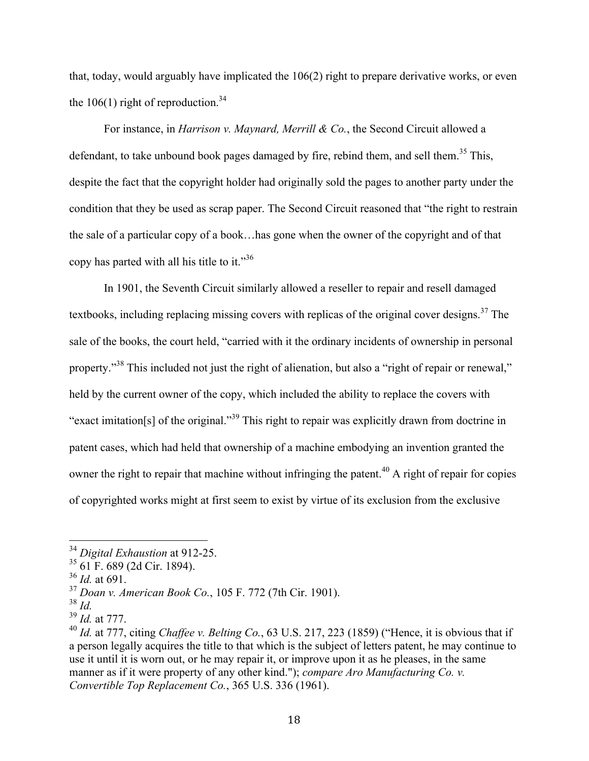that, today, would arguably have implicated the 106(2) right to prepare derivative works, or even the 106(1) right of reproduction.[34]

For instance, in *Harrison v. Maynard, Merrill & Co.*, the Second Circuit allowed a defendant, to take unbound book pages damaged by fire, rebind them, and sell them.[35] This, despite the fact that the copyright holder had originally sold the pages to another party under the condition that they be used as scrap paper. The Second Circuit reasoned that "the right to restrain the sale of a particular copy of a book…has gone when the owner of the copyright and of that copy has parted with all his title to it."[36]

In 1901, the Seventh Circuit similarly allowed a reseller to repair and resell damaged textbooks, including replacing missing covers with replicas of the original cover designs.[37] The sale of the books, the court held, "carried with it the ordinary incidents of ownership in personal property."[38] This included not just the right of alienation, but also a "right of repair or renewal," held by the current owner of the copy, which included the ability to replace the covers with "exact imitation[s] of the original."[39] This right to repair was explicitly drawn from doctrine in patent cases, which had held that ownership of a machine embodying an invention granted the owner the right to repair that machine without infringing the patent.[40] A right of repair for copies of copyrighted works might at first seem to exist by virtue of its exclusion from the exclusive

---

[34] *Digital Exhaustion* at 912-25.

[35] 61 F. 689 (2d Cir. 1894).

[36] *Id.* at 691.

[37] *Doan v. American Book Co.*, 105 F. 772 (7th Cir. 1901).

[38] *Id.*

[39] *Id.* at 777.

[40] *Id.* at 777, citing *Chaffee v. Belting Co.*, 63 U.S. 217, 223 (1859) ("Hence, it is obvious that if a person legally acquires the title to that which is the subject of letters patent, he may continue to use it until it is worn out, or he may repair it, or improve upon it as he pleases, in the same manner as if it were property of any other kind."); *compare Aro Manufacturing Co. v. Convertible Top Replacement Co.*, 365 U.S. 336 (1961).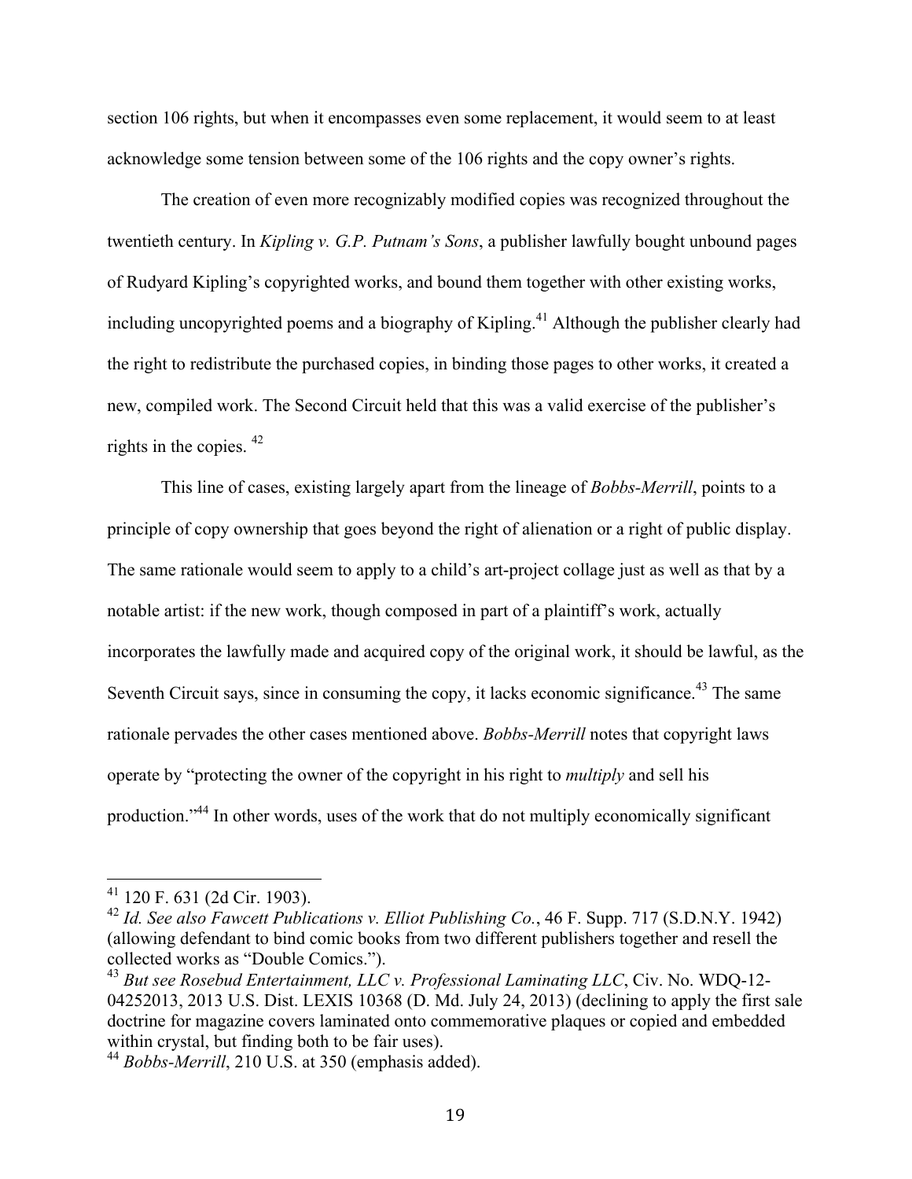section 106 rights, but when it encompasses even some replacement, it would seem to at least acknowledge some tension between some of the 106 rights and the copy owner's rights.

The creation of even more recognizably modified copies was recognized throughout the twentieth century. In *Kipling v. G.P. Putnam's Sons*, a publisher lawfully bought unbound pages of Rudyard Kipling's copyrighted works, and bound them together with other existing works, including uncopyrighted poems and a biography of Kipling.[41] Although the publisher clearly had the right to redistribute the purchased copies, in binding those pages to other works, it created a new, compiled work. The Second Circuit held that this was a valid exercise of the publisher's rights in the copies. [42]

This line of cases, existing largely apart from the lineage of *Bobbs-Merrill*, points to a principle of copy ownership that goes beyond the right of alienation or a right of public display. The same rationale would seem to apply to a child's art-project collage just as well as that by a notable artist: if the new work, though composed in part of a plaintiff's work, actually incorporates the lawfully made and acquired copy of the original work, it should be lawful, as the Seventh Circuit says, since in consuming the copy, it lacks economic significance.[43] The same rationale pervades the other cases mentioned above. *Bobbs-Merrill* notes that copyright laws operate by "protecting the owner of the copyright in his right to *multiply* and sell his production."[44] In other words, uses of the work that do not multiply economically significant

---

[41] 120 F. 631 (2d Cir. 1903).

[42] *Id. See also Fawcett Publications v. Elliot Publishing Co.*, 46 F. Supp. 717 (S.D.N.Y. 1942) (allowing defendant to bind comic books from two different publishers together and resell the collected works as "Double Comics.").

[43] *But see Rosebud Entertainment, LLC v. Professional Laminating LLC*, Civ. No. WDQ-12-04252013, 2013 U.S. Dist. LEXIS 10368 (D. Md. July 24, 2013) (declining to apply the first sale doctrine for magazine covers laminated onto commemorative plaques or copied and embedded within crystal, but finding both to be fair uses).

[44] *Bobbs-Merrill*, 210 U.S. at 350 (emphasis added).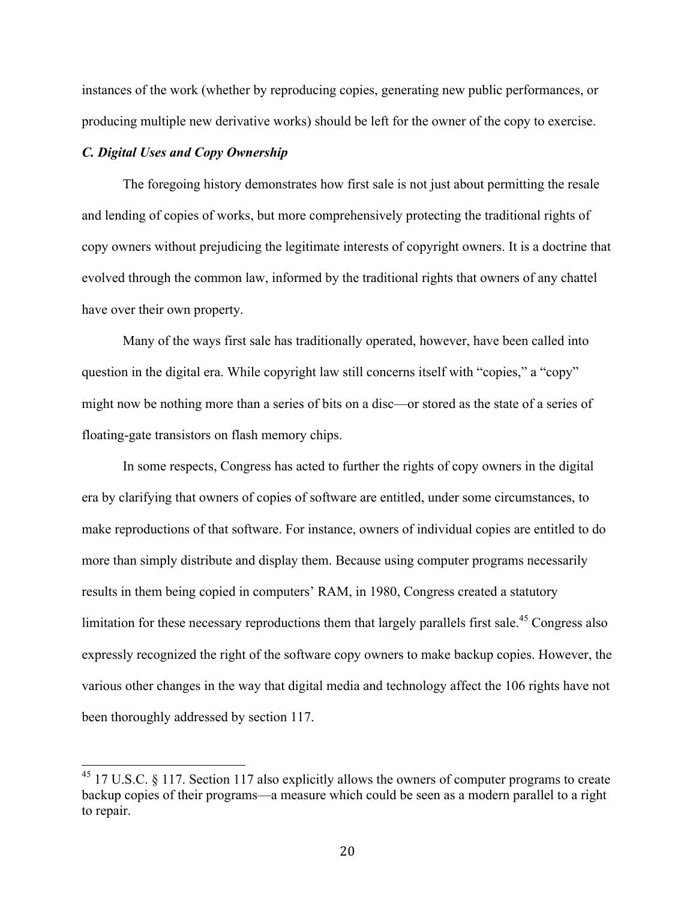instances of the work (whether by reproducing copies, generating new public performances, or producing multiple new derivative works) should be left for the owner of the copy to exercise.

### *C. Digital Uses and Copy Ownership*

The foregoing history demonstrates how first sale is not just about permitting the resale and lending of copies of works, but more comprehensively protecting the traditional rights of copy owners without prejudicing the legitimate interests of copyright owners. It is a doctrine that evolved through the common law, informed by the traditional rights that owners of any chattel have over their own property.

Many of the ways first sale has traditionally operated, however, have been called into question in the digital era. While copyright law still concerns itself with "copies," a "copy" might now be nothing more than a series of bits on a disc—or stored as the state of a series of floating-gate transistors on flash memory chips.

In some respects, Congress has acted to further the rights of copy owners in the digital era by clarifying that owners of copies of software are entitled, under some circumstances, to make reproductions of that software. For instance, owners of individual copies are entitled to do more than simply distribute and display them. Because using computer programs necessarily results in them being copied in computers' RAM, in 1980, Congress created a statutory limitation for these necessary reproductions them that largely parallels first sale.[45] Congress also expressly recognized the right of the software copy owners to make backup copies. However, the various other changes in the way that digital media and technology affect the 106 rights have not been thoroughly addressed by section 117.

---

[45] 17 U.S.C. § 117. Section 117 also explicitly allows the owners of computer programs to create backup copies of their programs—a measure which could be seen as a modern parallel to a right to repair.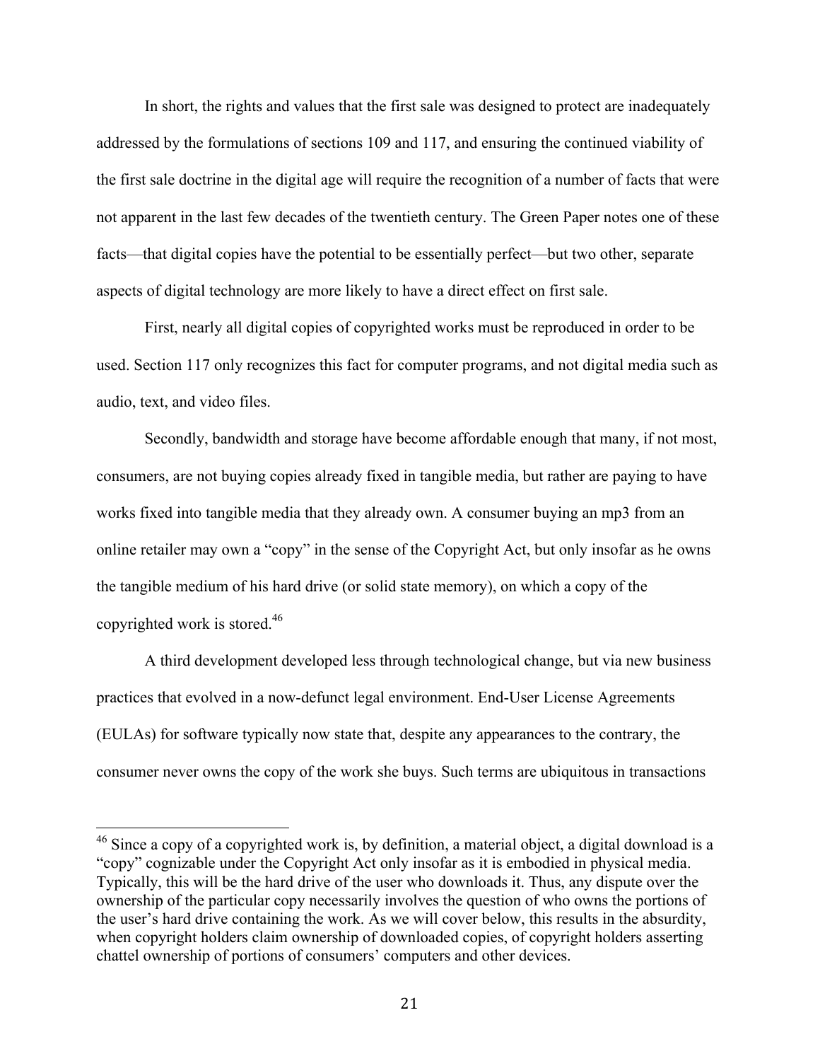In short, the rights and values that the first sale was designed to protect are inadequately addressed by the formulations of sections 109 and 117, and ensuring the continued viability of the first sale doctrine in the digital age will require the recognition of a number of facts that were not apparent in the last few decades of the twentieth century. The Green Paper notes one of these facts—that digital copies have the potential to be essentially perfect—but two other, separate aspects of digital technology are more likely to have a direct effect on first sale.

First, nearly all digital copies of copyrighted works must be reproduced in order to be used. Section 117 only recognizes this fact for computer programs, and not digital media such as audio, text, and video files.

Secondly, bandwidth and storage have become affordable enough that many, if not most, consumers, are not buying copies already fixed in tangible media, but rather are paying to have works fixed into tangible media that they already own. A consumer buying an mp3 from an online retailer may own a "copy" in the sense of the Copyright Act, but only insofar as he owns the tangible medium of his hard drive (or solid state memory), on which a copy of the copyrighted work is stored.[46]

A third development developed less through technological change, but via new business practices that evolved in a now-defunct legal environment. End-User License Agreements (EULAs) for software typically now state that, despite any appearances to the contrary, the consumer never owns the copy of the work she buys. Such terms are ubiquitous in transactions

---

[46] Since a copy of a copyrighted work is, by definition, a material object, a digital download is a "copy" cognizable under the Copyright Act only insofar as it is embodied in physical media. Typically, this will be the hard drive of the user who downloads it. Thus, any dispute over the ownership of the particular copy necessarily involves the question of who owns the portions of the user's hard drive containing the work. As we will cover below, this results in the absurdity, when copyright holders claim ownership of downloaded copies, of copyright holders asserting chattel ownership of portions of consumers' computers and other devices.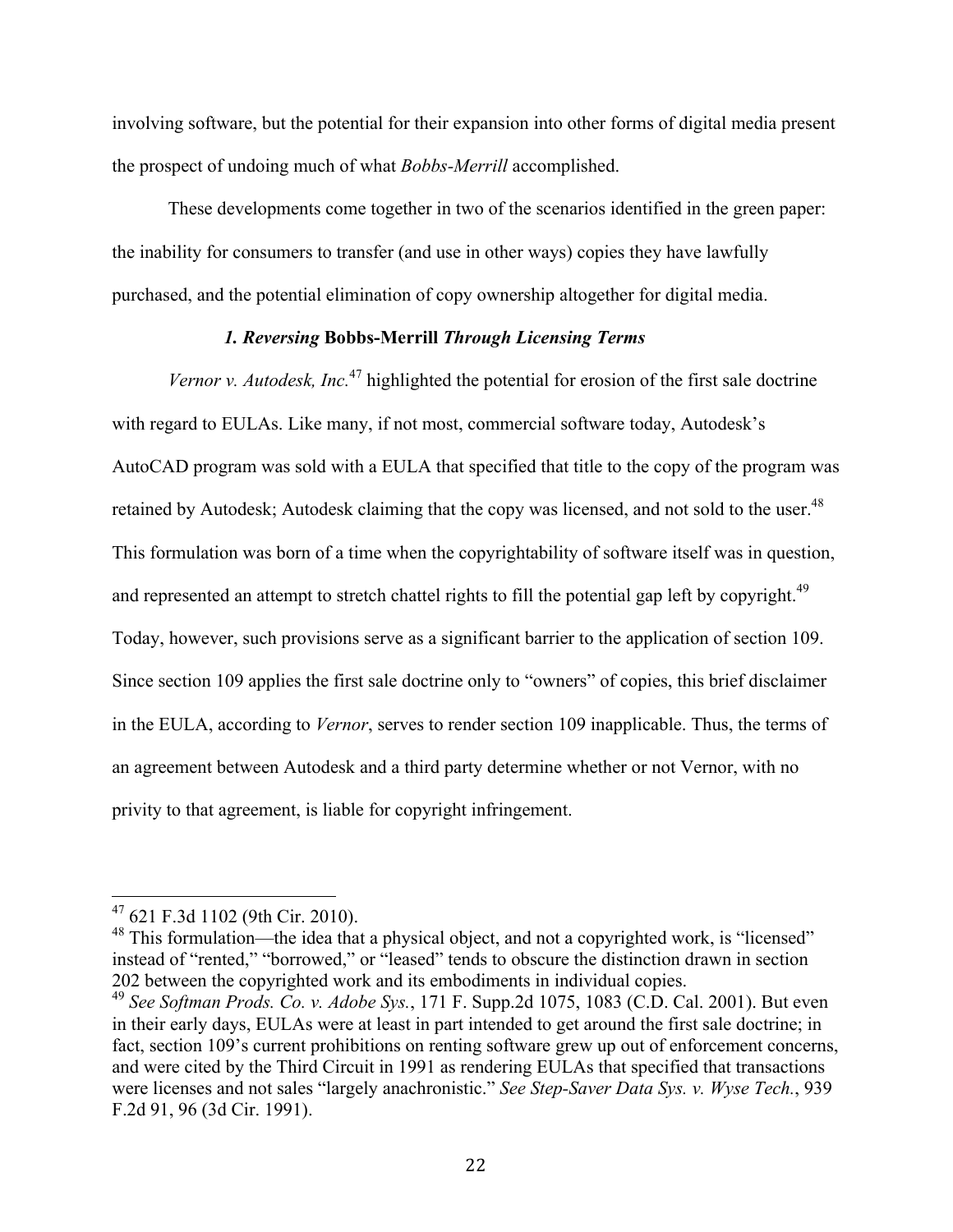involving software, but the potential for their expansion into other forms of digital media present the prospect of undoing much of what *Bobbs-Merrill* accomplished.

These developments come together in two of the scenarios identified in the green paper: the inability for consumers to transfer (and use in other ways) copies they have lawfully purchased, and the potential elimination of copy ownership altogether for digital media.

### *1. Reversing* **Bobbs-Merrill** *Through Licensing Terms*

*Vernor v. Autodesk, Inc.*[47] highlighted the potential for erosion of the first sale doctrine with regard to EULAs. Like many, if not most, commercial software today, Autodesk's AutoCAD program was sold with a EULA that specified that title to the copy of the program was retained by Autodesk; Autodesk claiming that the copy was licensed, and not sold to the user.[48] This formulation was born of a time when the copyrightability of software itself was in question, and represented an attempt to stretch chattel rights to fill the potential gap left by copyright.[49] Today, however, such provisions serve as a significant barrier to the application of section 109. Since section 109 applies the first sale doctrine only to "owners" of copies, this brief disclaimer in the EULA, according to *Vernor*, serves to render section 109 inapplicable. Thus, the terms of an agreement between Autodesk and a third party determine whether or not Vernor, with no privity to that agreement, is liable for copyright infringement.

---

[47] 621 F.3d 1102 (9th Cir. 2010).

[48] This formulation—the idea that a physical object, and not a copyrighted work, is "licensed" instead of "rented," "borrowed," or "leased" tends to obscure the distinction drawn in section 202 between the copyrighted work and its embodiments in individual copies.

[49] *See Softman Prods. Co. v. Adobe Sys.*, 171 F. Supp.2d 1075, 1083 (C.D. Cal. 2001). But even in their early days, EULAs were at least in part intended to get around the first sale doctrine; in fact, section 109's current prohibitions on renting software grew up out of enforcement concerns, and were cited by the Third Circuit in 1991 as rendering EULAs that specified that transactions were licenses and not sales "largely anachronistic." *See Step-Saver Data Sys. v. Wyse Tech.*, 939 F.2d 91, 96 (3d Cir. 1991).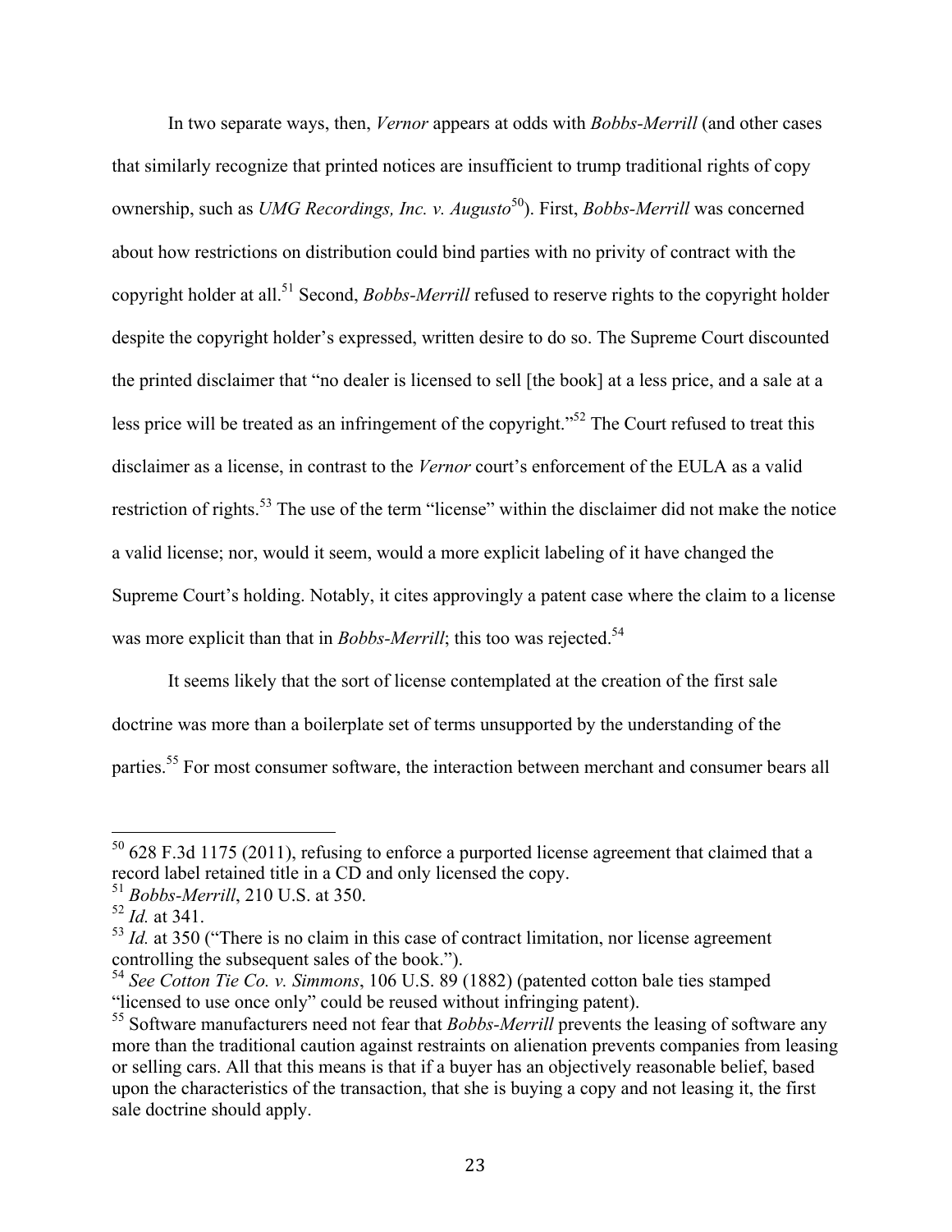In two separate ways, then, *Vernor* appears at odds with *Bobbs-Merrill* (and other cases that similarly recognize that printed notices are insufficient to trump traditional rights of copy ownership, such as *UMG Recordings, Inc. v. Augusto*[50]). First, *Bobbs-Merrill* was concerned about how restrictions on distribution could bind parties with no privity of contract with the copyright holder at all.[51] Second, *Bobbs-Merrill* refused to reserve rights to the copyright holder despite the copyright holder's expressed, written desire to do so. The Supreme Court discounted the printed disclaimer that "no dealer is licensed to sell [the book] at a less price, and a sale at a less price will be treated as an infringement of the copyright."[52] The Court refused to treat this disclaimer as a license, in contrast to the *Vernor* court's enforcement of the EULA as a valid restriction of rights.[53] The use of the term "license" within the disclaimer did not make the notice a valid license; nor, would it seem, would a more explicit labeling of it have changed the Supreme Court's holding. Notably, it cites approvingly a patent case where the claim to a license was more explicit than that in *Bobbs-Merrill*; this too was rejected.[54]

It seems likely that the sort of license contemplated at the creation of the first sale doctrine was more than a boilerplate set of terms unsupported by the understanding of the parties.[55] For most consumer software, the interaction between merchant and consumer bears all

---

[50] 628 F.3d 1175 (2011), refusing to enforce a purported license agreement that claimed that a record label retained title in a CD and only licensed the copy.

[51] *Bobbs-Merrill*, 210 U.S. at 350.

[52] *Id.* at 341.

[53] *Id.* at 350 ("There is no claim in this case of contract limitation, nor license agreement controlling the subsequent sales of the book.").

[54] *See Cotton Tie Co. v. Simmons*, 106 U.S. 89 (1882) (patented cotton bale ties stamped "licensed to use once only" could be reused without infringing patent).

[55] Software manufacturers need not fear that *Bobbs-Merrill* prevents the leasing of software any more than the traditional caution against restraints on alienation prevents companies from leasing or selling cars. All that this means is that if a buyer has an objectively reasonable belief, based upon the characteristics of the transaction, that she is buying a copy and not leasing it, the first sale doctrine should apply.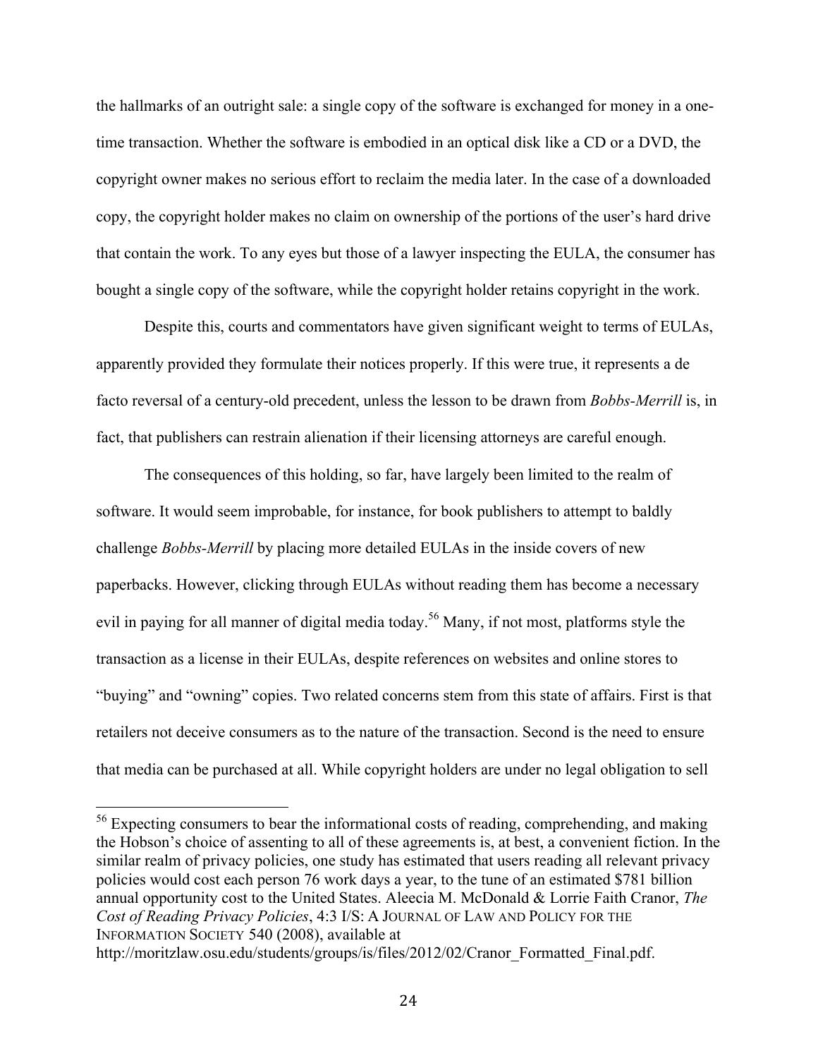the hallmarks of an outright sale: a single copy of the software is exchanged for money in a one-time transaction. Whether the software is embodied in an optical disk like a CD or a DVD, the copyright owner makes no serious effort to reclaim the media later. In the case of a downloaded copy, the copyright holder makes no claim on ownership of the portions of the user's hard drive that contain the work. To any eyes but those of a lawyer inspecting the EULA, the consumer has bought a single copy of the software, while the copyright holder retains copyright in the work.

Despite this, courts and commentators have given significant weight to terms of EULAs, apparently provided they formulate their notices properly. If this were true, it represents a de facto reversal of a century-old precedent, unless the lesson to be drawn from *Bobbs-Merrill* is, in fact, that publishers can restrain alienation if their licensing attorneys are careful enough.

The consequences of this holding, so far, have largely been limited to the realm of software. It would seem improbable, for instance, for book publishers to attempt to baldly challenge *Bobbs-Merrill* by placing more detailed EULAs in the inside covers of new paperbacks. However, clicking through EULAs without reading them has become a necessary evil in paying for all manner of digital media today.[56] Many, if not most, platforms style the transaction as a license in their EULAs, despite references on websites and online stores to "buying" and "owning" copies. Two related concerns stem from this state of affairs. First is that retailers not deceive consumers as to the nature of the transaction. Second is the need to ensure that media can be purchased at all. While copyright holders are under no legal obligation to sell

---

[56] Expecting consumers to bear the informational costs of reading, comprehending, and making the Hobson's choice of assenting to all of these agreements is, at best, a convenient fiction. In the similar realm of privacy policies, one study has estimated that users reading all relevant privacy policies would cost each person 76 work days a year, to the tune of an estimated $781 billion annual opportunity cost to the United States. Aleecia M. McDonald & Lorrie Faith Cranor, *The Cost of Reading Privacy Policies*, 4:3 I/S: A JOURNAL OF LAW AND POLICY FOR THE INFORMATION SOCIETY 540 (2008), available at http://moritzlaw.osu.edu/students/groups/is/files/2012/02/Cranor_Formatted_Final.pdf.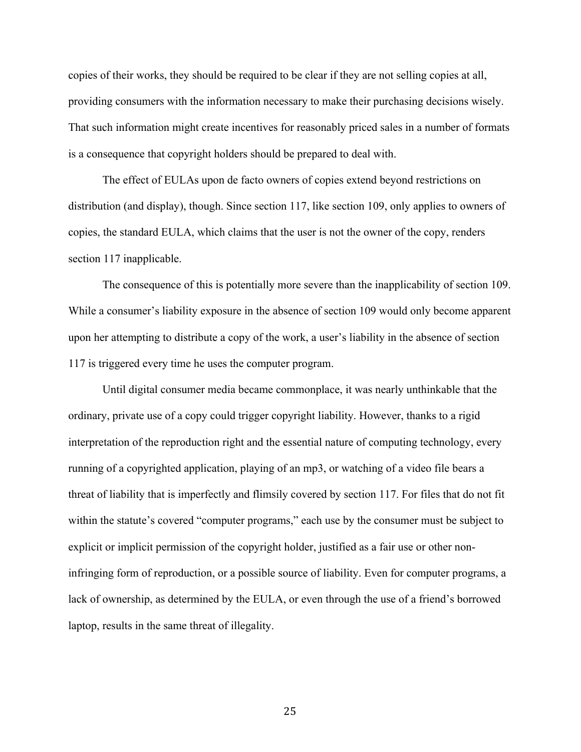copies of their works, they should be required to be clear if they are not selling copies at all, providing consumers with the information necessary to make their purchasing decisions wisely. That such information might create incentives for reasonably priced sales in a number of formats is a consequence that copyright holders should be prepared to deal with.

The effect of EULAs upon de facto owners of copies extend beyond restrictions on distribution (and display), though. Since section 117, like section 109, only applies to owners of copies, the standard EULA, which claims that the user is not the owner of the copy, renders section 117 inapplicable.

The consequence of this is potentially more severe than the inapplicability of section 109. While a consumer's liability exposure in the absence of section 109 would only become apparent upon her attempting to distribute a copy of the work, a user's liability in the absence of section 117 is triggered every time he uses the computer program.

Until digital consumer media became commonplace, it was nearly unthinkable that the ordinary, private use of a copy could trigger copyright liability. However, thanks to a rigid interpretation of the reproduction right and the essential nature of computing technology, every running of a copyrighted application, playing of an mp3, or watching of a video file bears a threat of liability that is imperfectly and flimsily covered by section 117. For files that do not fit within the statute's covered "computer programs," each use by the consumer must be subject to explicit or implicit permission of the copyright holder, justified as a fair use or other non-infringing form of reproduction, or a possible source of liability. Even for computer programs, a lack of ownership, as determined by the EULA, or even through the use of a friend's borrowed laptop, results in the same threat of illegality.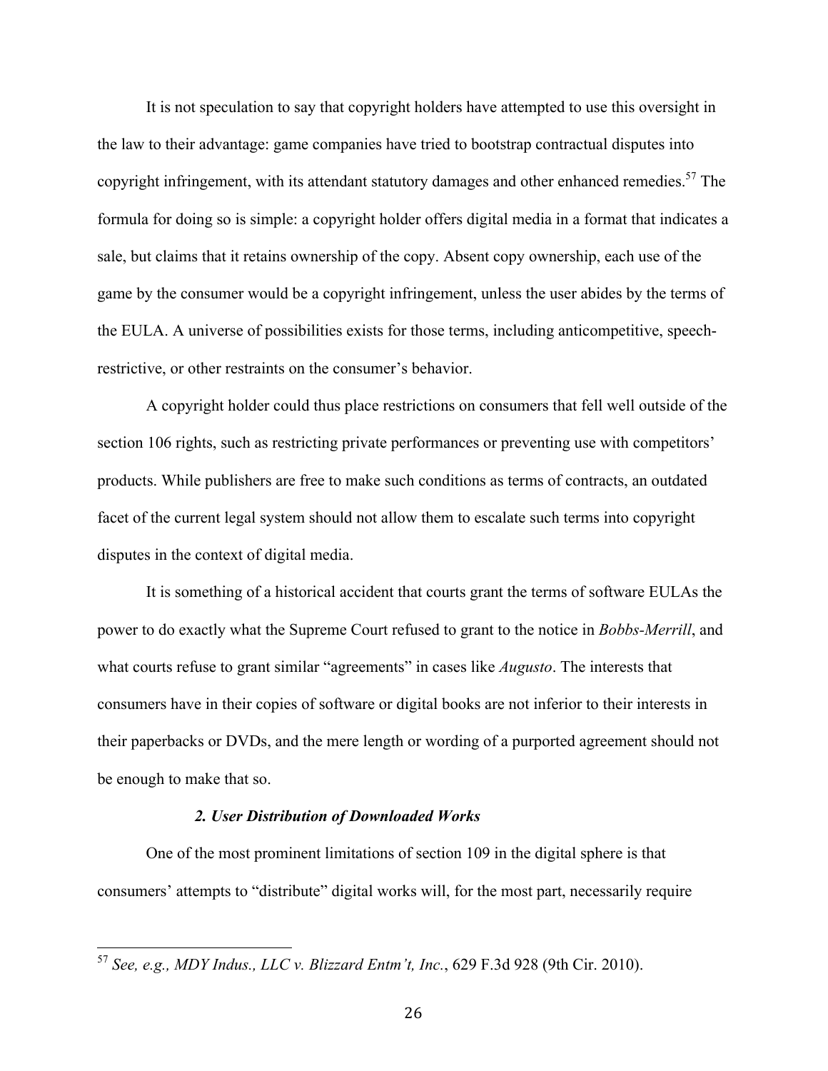It is not speculation to say that copyright holders have attempted to use this oversight in the law to their advantage: game companies have tried to bootstrap contractual disputes into copyright infringement, with its attendant statutory damages and other enhanced remedies.[57] The formula for doing so is simple: a copyright holder offers digital media in a format that indicates a sale, but claims that it retains ownership of the copy. Absent copy ownership, each use of the game by the consumer would be a copyright infringement, unless the user abides by the terms of the EULA. A universe of possibilities exists for those terms, including anticompetitive, speech-restrictive, or other restraints on the consumer's behavior.

A copyright holder could thus place restrictions on consumers that fell well outside of the section 106 rights, such as restricting private performances or preventing use with competitors' products. While publishers are free to make such conditions as terms of contracts, an outdated facet of the current legal system should not allow them to escalate such terms into copyright disputes in the context of digital media.

It is something of a historical accident that courts grant the terms of software EULAs the power to do exactly what the Supreme Court refused to grant to the notice in *Bobbs-Merrill*, and what courts refuse to grant similar "agreements" in cases like *Augusto*. The interests that consumers have in their copies of software or digital books are not inferior to their interests in their paperbacks or DVDs, and the mere length or wording of a purported agreement should not be enough to make that so.

#### *2. User Distribution of Downloaded Works*

One of the most prominent limitations of section 109 in the digital sphere is that consumers' attempts to "distribute" digital works will, for the most part, necessarily require

---

[57] *See, e.g., MDY Indus., LLC v. Blizzard Entm't, Inc.*, 629 F.3d 928 (9th Cir. 2010).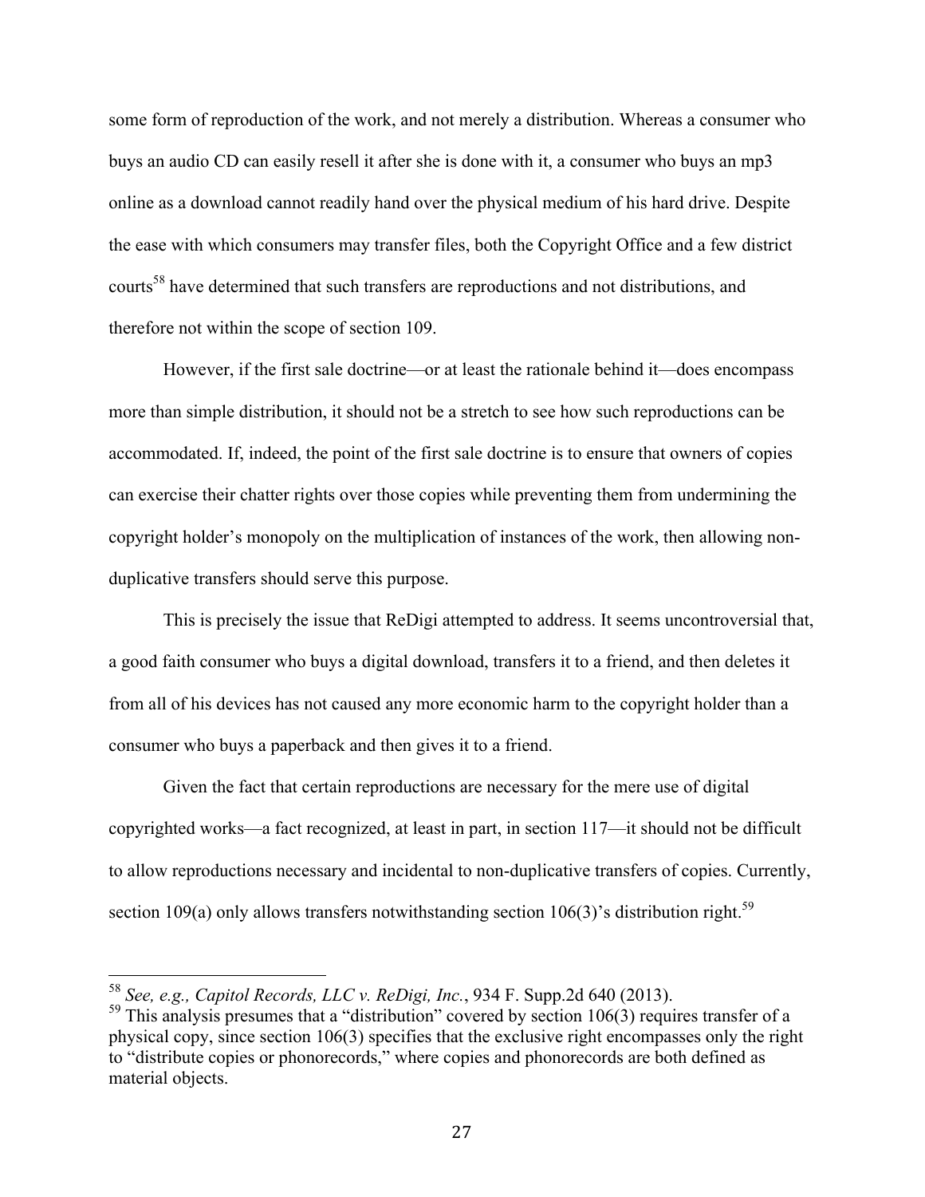some form of reproduction of the work, and not merely a distribution. Whereas a consumer who buys an audio CD can easily resell it after she is done with it, a consumer who buys an mp3 online as a download cannot readily hand over the physical medium of his hard drive. Despite the ease with which consumers may transfer files, both the Copyright Office and a few district courts[58] have determined that such transfers are reproductions and not distributions, and therefore not within the scope of section 109.

However, if the first sale doctrine—or at least the rationale behind it—does encompass more than simple distribution, it should not be a stretch to see how such reproductions can be accommodated. If, indeed, the point of the first sale doctrine is to ensure that owners of copies can exercise their chatter rights over those copies while preventing them from undermining the copyright holder's monopoly on the multiplication of instances of the work, then allowing non-duplicative transfers should serve this purpose.

This is precisely the issue that ReDigi attempted to address. It seems uncontroversial that, a good faith consumer who buys a digital download, transfers it to a friend, and then deletes it from all of his devices has not caused any more economic harm to the copyright holder than a consumer who buys a paperback and then gives it to a friend.

Given the fact that certain reproductions are necessary for the mere use of digital copyrighted works—a fact recognized, at least in part, in section 117—it should not be difficult to allow reproductions necessary and incidental to non-duplicative transfers of copies. Currently, section 109(a) only allows transfers notwithstanding section 106(3)'s distribution right.[59]

---

[58] *See, e.g., Capitol Records, LLC v. ReDigi, Inc.*, 934 F. Supp.2d 640 (2013).

[59] This analysis presumes that a "distribution" covered by section 106(3) requires transfer of a physical copy, since section 106(3) specifies that the exclusive right encompasses only the right to "distribute copies or phonorecords," where copies and phonorecords are both defined as material objects.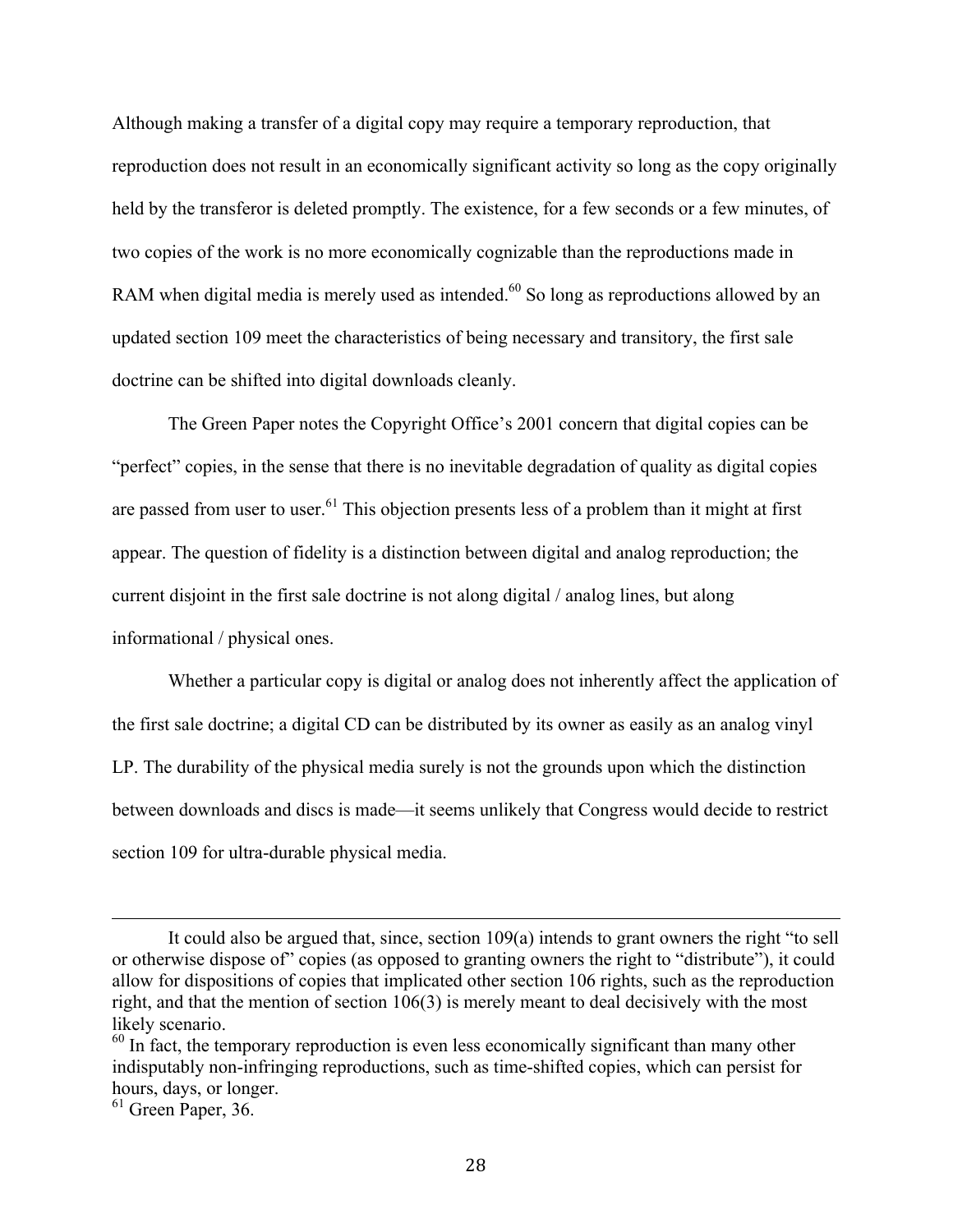Although making a transfer of a digital copy may require a temporary reproduction, that reproduction does not result in an economically significant activity so long as the copy originally held by the transferor is deleted promptly. The existence, for a few seconds or a few minutes, of two copies of the work is no more economically cognizable than the reproductions made in RAM when digital media is merely used as intended.[60] So long as reproductions allowed by an updated section 109 meet the characteristics of being necessary and transitory, the first sale doctrine can be shifted into digital downloads cleanly.

The Green Paper notes the Copyright Office's 2001 concern that digital copies can be "perfect" copies, in the sense that there is no inevitable degradation of quality as digital copies are passed from user to user.[61] This objection presents less of a problem than it might at first appear. The question of fidelity is a distinction between digital and analog reproduction; the current disjoint in the first sale doctrine is not along digital / analog lines, but along informational / physical ones.

Whether a particular copy is digital or analog does not inherently affect the application of the first sale doctrine; a digital CD can be distributed by its owner as easily as an analog vinyl LP. The durability of the physical media surely is not the grounds upon which the distinction between downloads and discs is made—it seems unlikely that Congress would decide to restrict section 109 for ultra-durable physical media.

---

It could also be argued that, since, section 109(a) intends to grant owners the right "to sell or otherwise dispose of" copies (as opposed to granting owners the right to "distribute"), it could allow for dispositions of copies that implicated other section 106 rights, such as the reproduction right, and that the mention of section 106(3) is merely meant to deal decisively with the most likely scenario.

[60] In fact, the temporary reproduction is even less economically significant than many other indisputably non-infringing reproductions, such as time-shifted copies, which can persist for hours, days, or longer.

[61] Green Paper, 36.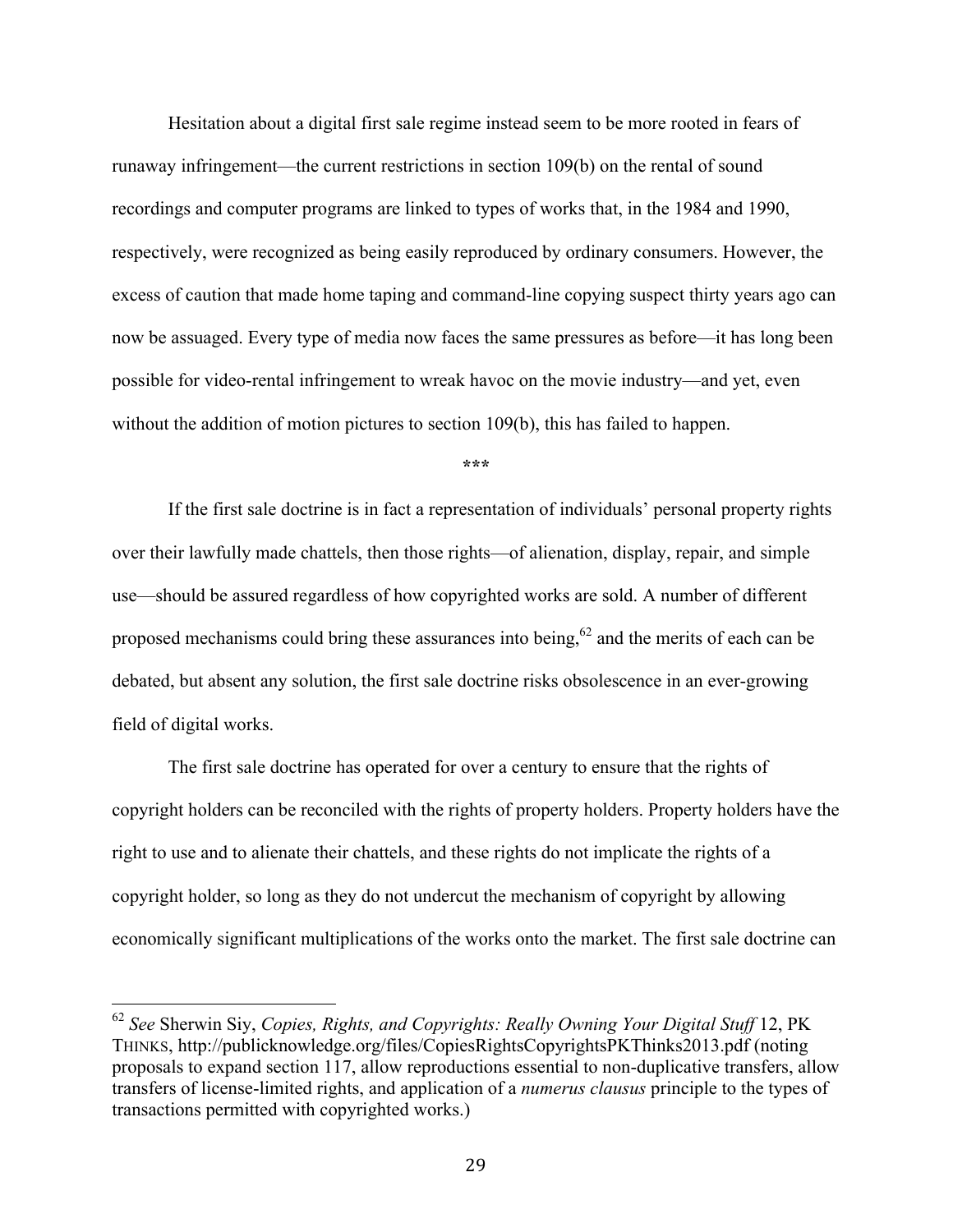Hesitation about a digital first sale regime instead seem to be more rooted in fears of runaway infringement—the current restrictions in section 109(b) on the rental of sound recordings and computer programs are linked to types of works that, in the 1984 and 1990, respectively, were recognized as being easily reproduced by ordinary consumers. However, the excess of caution that made home taping and command-line copying suspect thirty years ago can now be assuaged. Every type of media now faces the same pressures as before—it has long been possible for video-rental infringement to wreak havoc on the movie industry—and yet, even without the addition of motion pictures to section 109(b), this has failed to happen.

\*\*\*

If the first sale doctrine is in fact a representation of individuals' personal property rights over their lawfully made chattels, then those rights—of alienation, display, repair, and simple use—should be assured regardless of how copyrighted works are sold. A number of different proposed mechanisms could bring these assurances into being,[62] and the merits of each can be debated, but absent any solution, the first sale doctrine risks obsolescence in an ever-growing field of digital works.

The first sale doctrine has operated for over a century to ensure that the rights of copyright holders can be reconciled with the rights of property holders. Property holders have the right to use and to alienate their chattels, and these rights do not implicate the rights of a copyright holder, so long as they do not undercut the mechanism of copyright by allowing economically significant multiplications of the works onto the market. The first sale doctrine can

---

[62] *See* Sherwin Siy, *Copies, Rights, and Copyrights: Really Owning Your Digital Stuff* 12, PK THINKS, http://publicknowledge.org/files/CopiesRightsCopyrightsPKThinks2013.pdf (noting proposals to expand section 117, allow reproductions essential to non-duplicative transfers, allow transfers of license-limited rights, and application of a *numerus clausus* principle to the types of transactions permitted with copyrighted works.)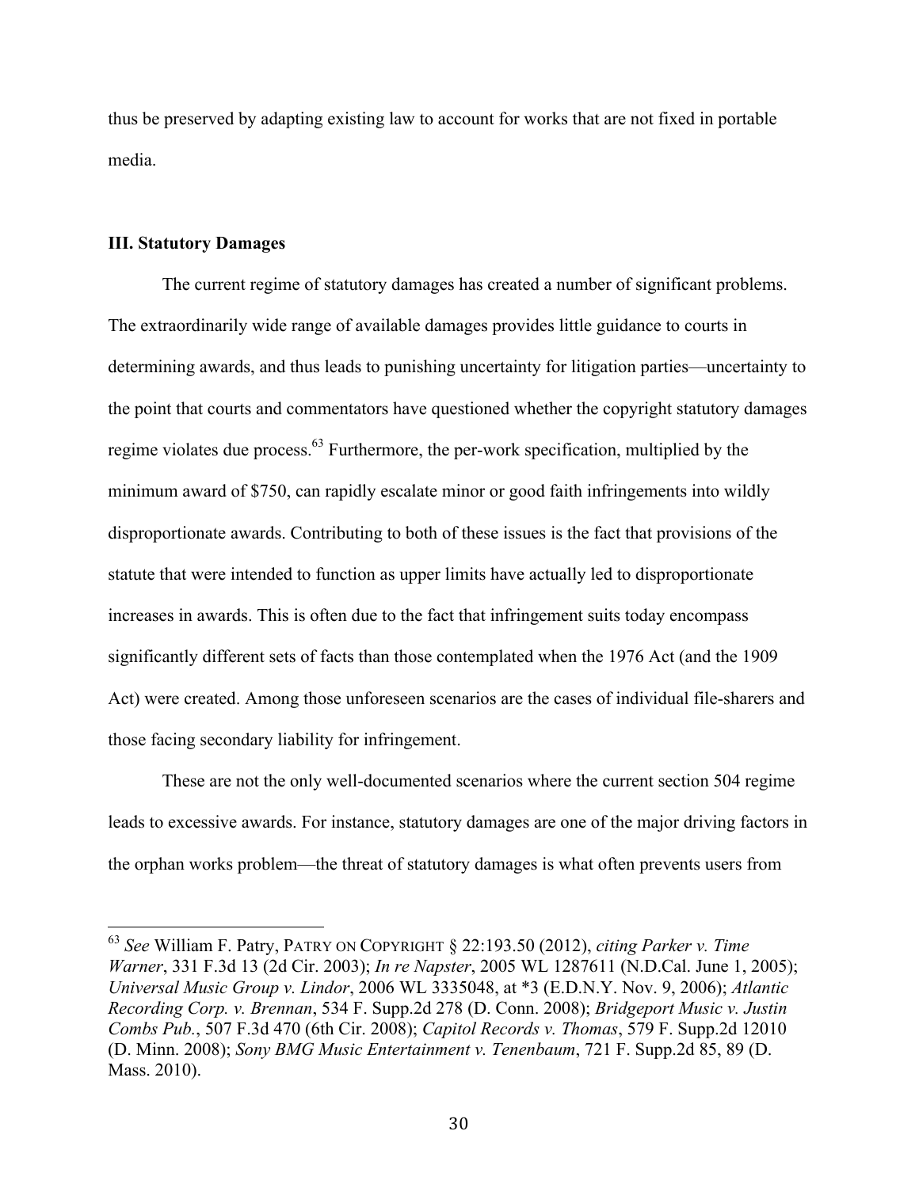thus be preserved by adapting existing law to account for works that are not fixed in portable media.

## III. Statutory Damages

The current regime of statutory damages has created a number of significant problems. The extraordinarily wide range of available damages provides little guidance to courts in determining awards, and thus leads to punishing uncertainty for litigation parties—uncertainty to the point that courts and commentators have questioned whether the copyright statutory damages regime violates due process.[63] Furthermore, the per-work specification, multiplied by the minimum award of $750, can rapidly escalate minor or good faith infringements into wildly disproportionate awards. Contributing to both of these issues is the fact that provisions of the statute that were intended to function as upper limits have actually led to disproportionate increases in awards. This is often due to the fact that infringement suits today encompass significantly different sets of facts than those contemplated when the 1976 Act (and the 1909 Act) were created. Among those unforeseen scenarios are the cases of individual file-sharers and those facing secondary liability for infringement.

These are not the only well-documented scenarios where the current section 504 regime leads to excessive awards. For instance, statutory damages are one of the major driving factors in the orphan works problem—the threat of statutory damages is what often prevents users from

---

[63] *See* William F. Patry, PATRY ON COPYRIGHT § 22:193.50 (2012), *citing Parker v. Time Warner*, 331 F.3d 13 (2d Cir. 2003); *In re Napster*, 2005 WL 1287611 (N.D.Cal. June 1, 2005); *Universal Music Group v. Lindor*, 2006 WL 3335048, at *3 (E.D.N.Y. Nov. 9, 2006); *Atlantic Recording Corp. v. Brennan*, 534 F. Supp.2d 278 (D. Conn. 2008); *Bridgeport Music v. Justin Combs Pub.*, 507 F.3d 470 (6th Cir. 2008); *Capitol Records v. Thomas*, 579 F. Supp.2d 12010 (D. Minn. 2008); *Sony BMG Music Entertainment v. Tenenbaum*, 721 F. Supp.2d 85, 89 (D. Mass. 2010).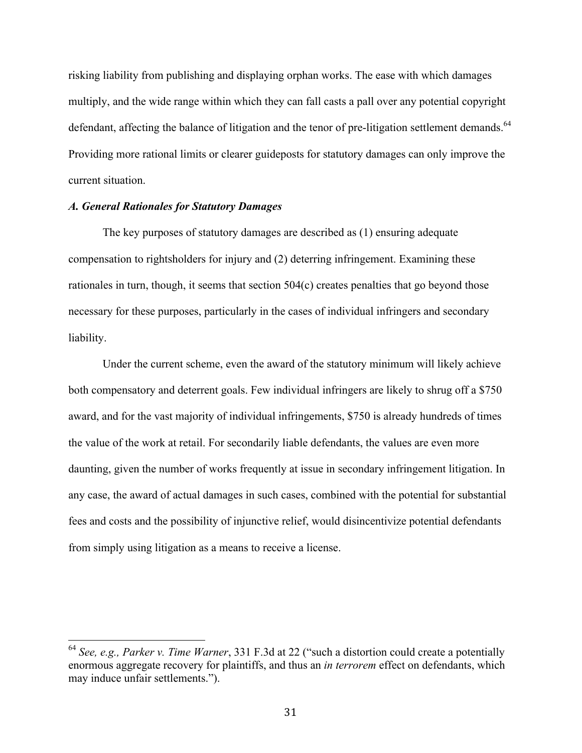risking liability from publishing and displaying orphan works. The ease with which damages multiply, and the wide range within which they can fall casts a pall over any potential copyright defendant, affecting the balance of litigation and the tenor of pre-litigation settlement demands.[64] Providing more rational limits or clearer guideposts for statutory damages can only improve the current situation.

### *A. General Rationales for Statutory Damages*

The key purposes of statutory damages are described as (1) ensuring adequate compensation to rightsholders for injury and (2) deterring infringement. Examining these rationales in turn, though, it seems that section 504(c) creates penalties that go beyond those necessary for these purposes, particularly in the cases of individual infringers and secondary liability.

Under the current scheme, even the award of the statutory minimum will likely achieve both compensatory and deterrent goals. Few individual infringers are likely to shrug off a $750 award, and for the vast majority of individual infringements, $750 is already hundreds of times the value of the work at retail. For secondarily liable defendants, the values are even more daunting, given the number of works frequently at issue in secondary infringement litigation. In any case, the award of actual damages in such cases, combined with the potential for substantial fees and costs and the possibility of injunctive relief, would disincentivize potential defendants from simply using litigation as a means to receive a license.

---

[64] *See, e.g., Parker v. Time Warner*, 331 F.3d at 22 ("such a distortion could create a potentially enormous aggregate recovery for plaintiffs, and thus an *in terrorem* effect on defendants, which may induce unfair settlements.").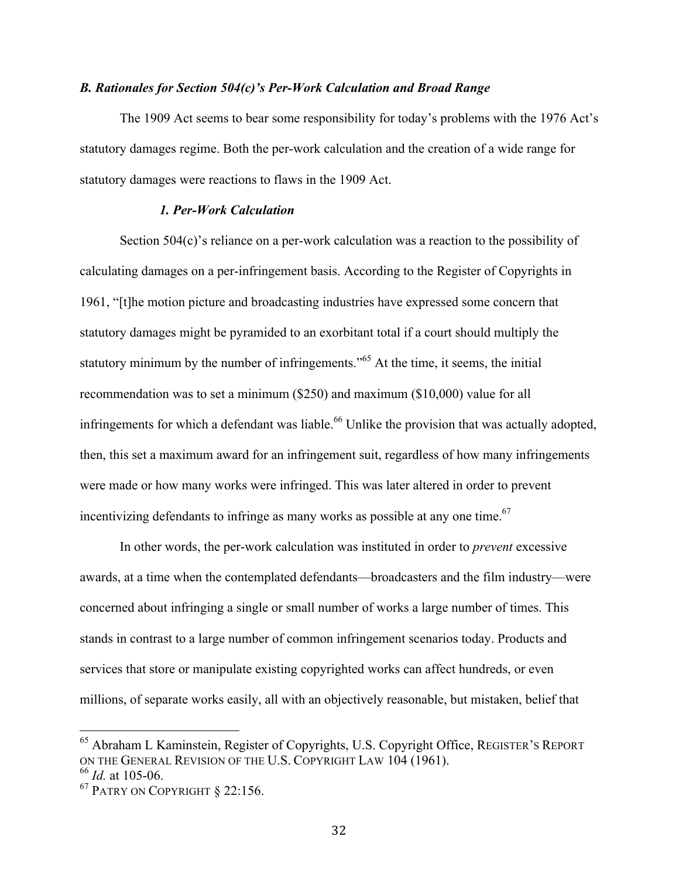### *B. Rationales for Section 504(c)'s Per-Work Calculation and Broad Range*

The 1909 Act seems to bear some responsibility for today's problems with the 1976 Act's statutory damages regime. Both the per-work calculation and the creation of a wide range for statutory damages were reactions to flaws in the 1909 Act.

#### *1. Per-Work Calculation*

Section 504(c)'s reliance on a per-work calculation was a reaction to the possibility of calculating damages on a per-infringement basis. According to the Register of Copyrights in 1961, "[t]he motion picture and broadcasting industries have expressed some concern that statutory damages might be pyramided to an exorbitant total if a court should multiply the statutory minimum by the number of infringements."[65] At the time, it seems, the initial recommendation was to set a minimum ($250) and maximum ($10,000) value for all infringements for which a defendant was liable.[66] Unlike the provision that was actually adopted, then, this set a maximum award for an infringement suit, regardless of how many infringements were made or how many works were infringed. This was later altered in order to prevent incentivizing defendants to infringe as many works as possible at any one time.[67]

In other words, the per-work calculation was instituted in order to *prevent* excessive awards, at a time when the contemplated defendants—broadcasters and the film industry—were concerned about infringing a single or small number of works a large number of times. This stands in contrast to a large number of common infringement scenarios today. Products and services that store or manipulate existing copyrighted works can affect hundreds, or even millions, of separate works easily, all with an objectively reasonable, but mistaken, belief that

---

[65] Abraham L Kaminstein, Register of Copyrights, U.S. Copyright Office, REGISTER'S REPORT ON THE GENERAL REVISION OF THE U.S. COPYRIGHT LAW 104 (1961).

[66] *Id.* at 105-06.

[67] PATRY ON COPYRIGHT § 22:156.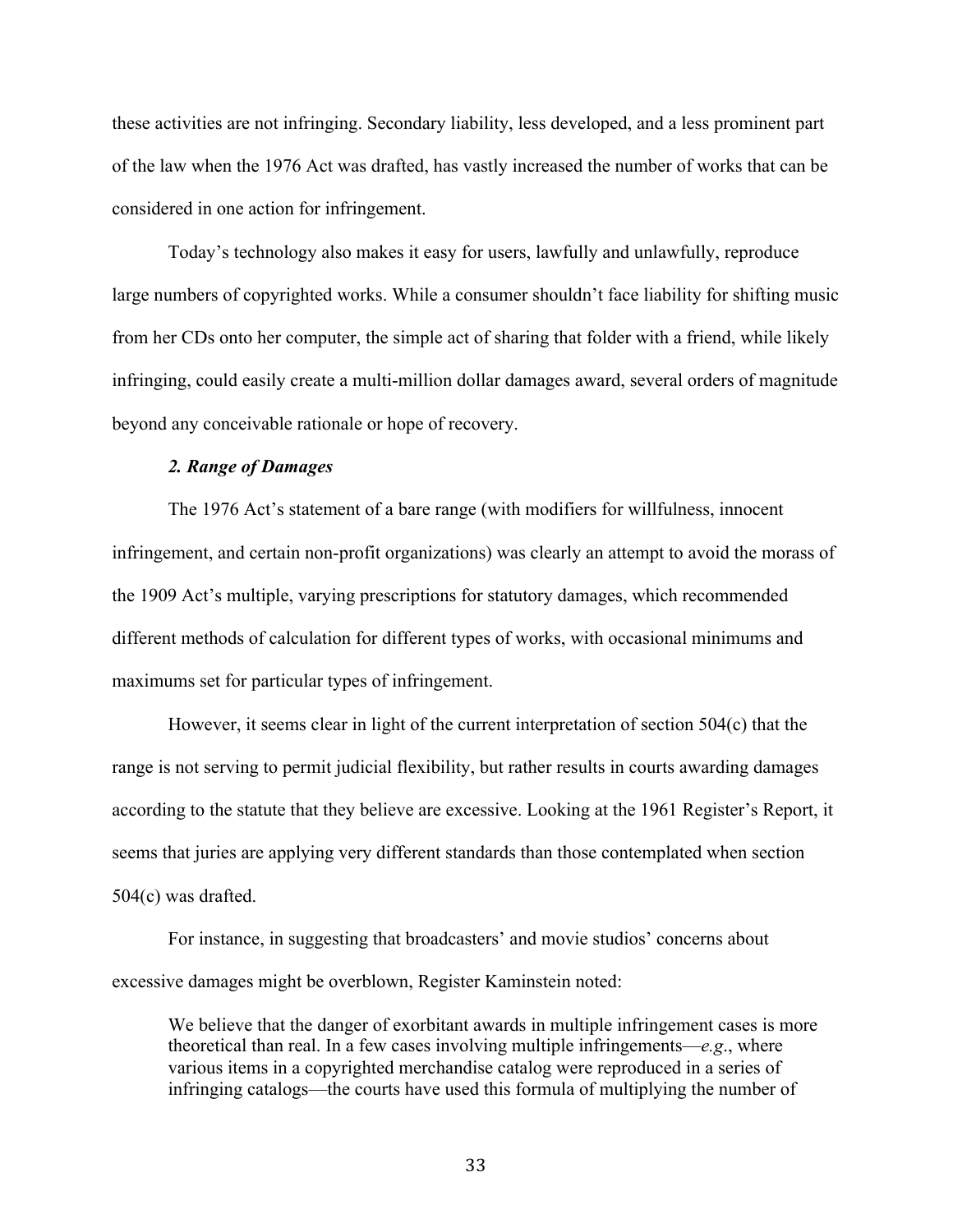these activities are not infringing. Secondary liability, less developed, and a less prominent part of the law when the 1976 Act was drafted, has vastly increased the number of works that can be considered in one action for infringement.

Today's technology also makes it easy for users, lawfully and unlawfully, reproduce large numbers of copyrighted works. While a consumer shouldn't face liability for shifting music from her CDs onto her computer, the simple act of sharing that folder with a friend, while likely infringing, could easily create a multi-million dollar damages award, several orders of magnitude beyond any conceivable rationale or hope of recovery.

### *2. Range of Damages*

The 1976 Act's statement of a bare range (with modifiers for willfulness, innocent infringement, and certain non-profit organizations) was clearly an attempt to avoid the morass of the 1909 Act's multiple, varying prescriptions for statutory damages, which recommended different methods of calculation for different types of works, with occasional minimums and maximums set for particular types of infringement.

However, it seems clear in light of the current interpretation of section 504(c) that the range is not serving to permit judicial flexibility, but rather results in courts awarding damages according to the statute that they believe are excessive. Looking at the 1961 Register's Report, it seems that juries are applying very different standards than those contemplated when section 504(c) was drafted.

For instance, in suggesting that broadcasters' and movie studios' concerns about excessive damages might be overblown, Register Kaminstein noted:

> We believe that the danger of exorbitant awards in multiple infringement cases is more theoretical than real. In a few cases involving multiple infringements—*e.g*., where various items in a copyrighted merchandise catalog were reproduced in a series of infringing catalogs—the courts have used this formula of multiplying the number of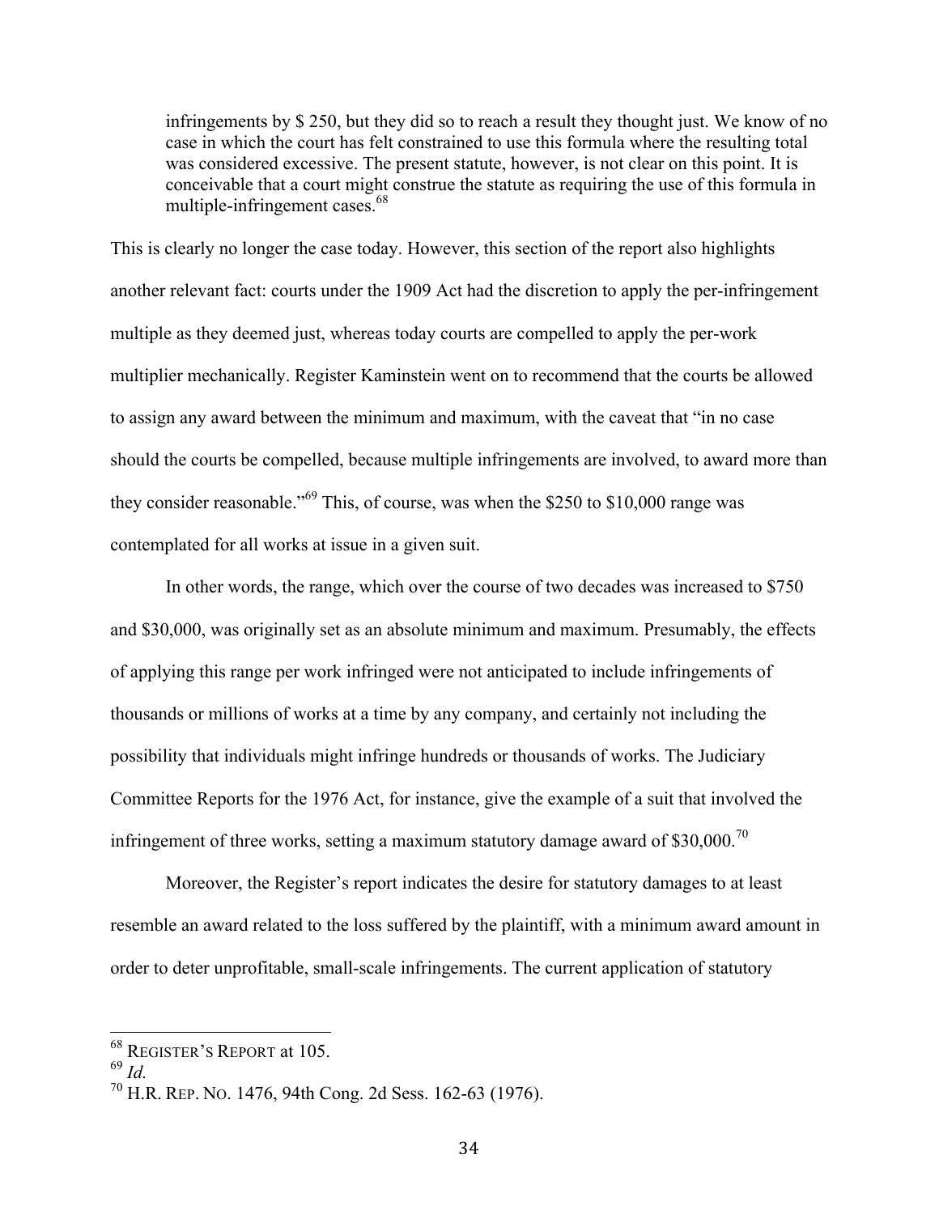> infringements by $ 250, but they did so to reach a result they thought just. We know of no case in which the court has felt constrained to use this formula where the resulting total was considered excessive. The present statute, however, is not clear on this point. It is conceivable that a court might construe the statute as requiring the use of this formula in multiple-infringement cases.[68]

This is clearly no longer the case today. However, this section of the report also highlights another relevant fact: courts under the 1909 Act had the discretion to apply the per-infringement multiple as they deemed just, whereas today courts are compelled to apply the per-work multiplier mechanically. Register Kaminstein went on to recommend that the courts be allowed to assign any award between the minimum and maximum, with the caveat that "in no case should the courts be compelled, because multiple infringements are involved, to award more than they consider reasonable."[69] This, of course, was when the $250 to $10,000 range was contemplated for all works at issue in a given suit.

In other words, the range, which over the course of two decades was increased to $750 and $30,000, was originally set as an absolute minimum and maximum. Presumably, the effects of applying this range per work infringed were not anticipated to include infringements of thousands or millions of works at a time by any company, and certainly not including the possibility that individuals might infringe hundreds or thousands of works. The Judiciary Committee Reports for the 1976 Act, for instance, give the example of a suit that involved the infringement of three works, setting a maximum statutory damage award of $30,000.[70]

Moreover, the Register's report indicates the desire for statutory damages to at least resemble an award related to the loss suffered by the plaintiff, with a minimum award amount in order to deter unprofitable, small-scale infringements. The current application of statutory

---

[68] REGISTER'S REPORT at 105.

[69] *Id.*

[70] H.R. REP. NO. 1476, 94th Cong. 2d Sess. 162-63 (1976).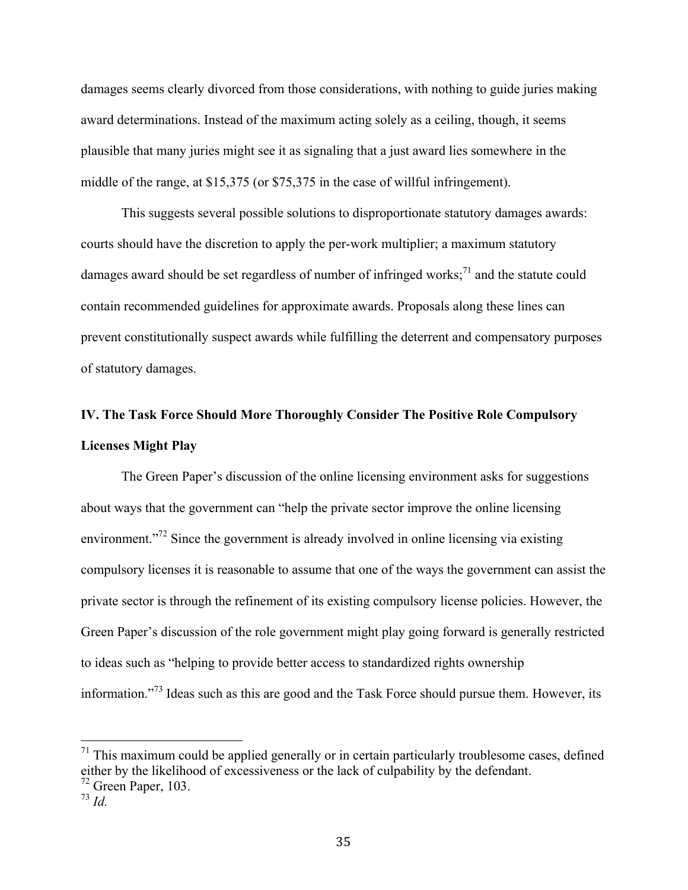damages seems clearly divorced from those considerations, with nothing to guide juries making award determinations. Instead of the maximum acting solely as a ceiling, though, it seems plausible that many juries might see it as signaling that a just award lies somewhere in the middle of the range, at $15,375 (or $75,375 in the case of willful infringement).

This suggests several possible solutions to disproportionate statutory damages awards: courts should have the discretion to apply the per-work multiplier; a maximum statutory damages award should be set regardless of number of infringed works;[71] and the statute could contain recommended guidelines for approximate awards. Proposals along these lines can prevent constitutionally suspect awards while fulfilling the deterrent and compensatory purposes of statutory damages.

## IV. The Task Force Should More Thoroughly Consider The Positive Role Compulsory Licenses Might Play

The Green Paper's discussion of the online licensing environment asks for suggestions about ways that the government can "help the private sector improve the online licensing environment."[72] Since the government is already involved in online licensing via existing compulsory licenses it is reasonable to assume that one of the ways the government can assist the private sector is through the refinement of its existing compulsory license policies. However, the Green Paper's discussion of the role government might play going forward is generally restricted to ideas such as "helping to provide better access to standardized rights ownership information."[73] Ideas such as this are good and the Task Force should pursue them. However, its

---

[71] This maximum could be applied generally or in certain particularly troublesome cases, defined either by the likelihood of excessiveness or the lack of culpability by the defendant.

[72] Green Paper, 103.

[73] *Id.*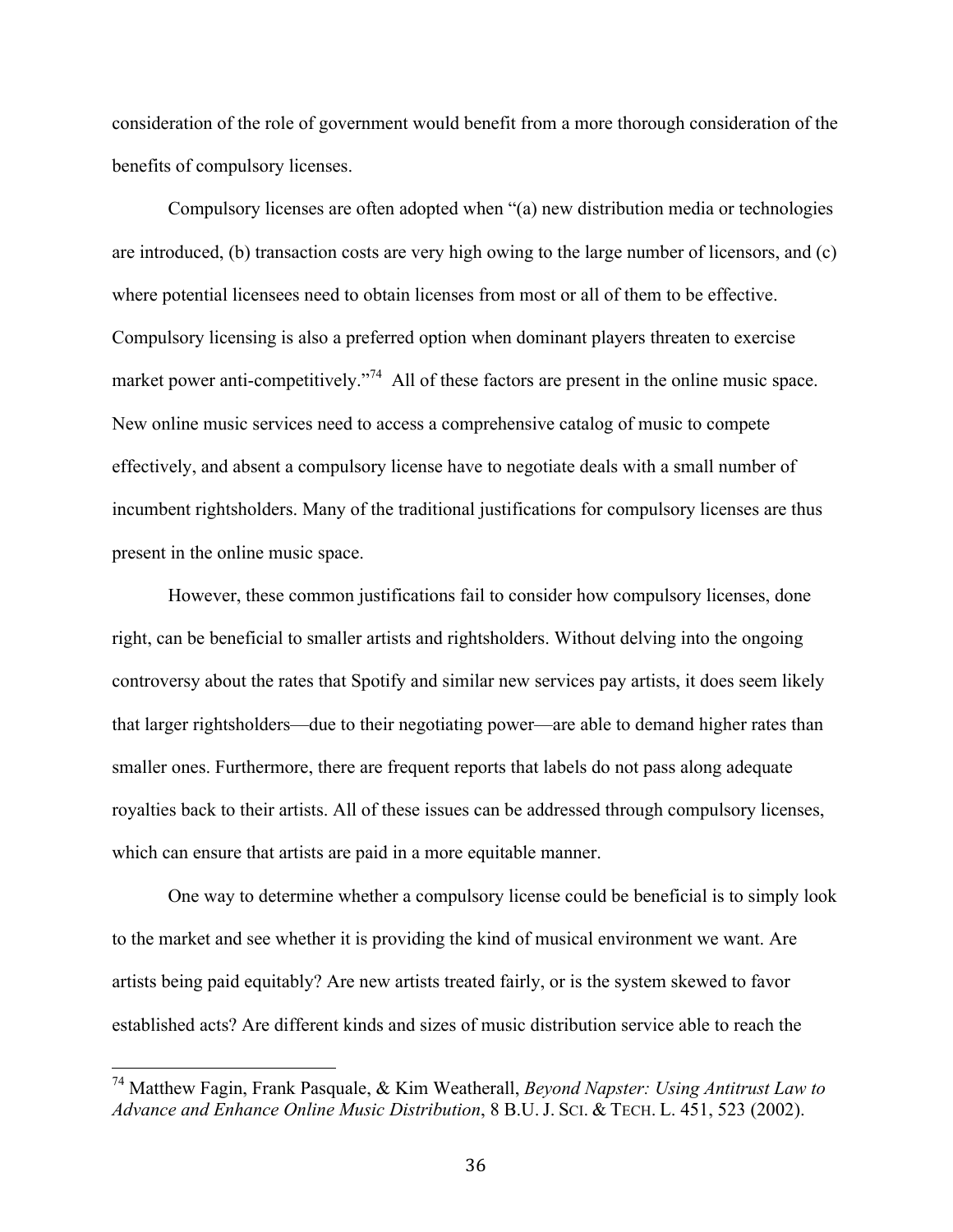consideration of the role of government would benefit from a more thorough consideration of the benefits of compulsory licenses.

Compulsory licenses are often adopted when "(a) new distribution media or technologies are introduced, (b) transaction costs are very high owing to the large number of licensors, and (c) where potential licensees need to obtain licenses from most or all of them to be effective. Compulsory licensing is also a preferred option when dominant players threaten to exercise market power anti-competitively."[74] All of these factors are present in the online music space. New online music services need to access a comprehensive catalog of music to compete effectively, and absent a compulsory license have to negotiate deals with a small number of incumbent rightsholders. Many of the traditional justifications for compulsory licenses are thus present in the online music space.

However, these common justifications fail to consider how compulsory licenses, done right, can be beneficial to smaller artists and rightsholders. Without delving into the ongoing controversy about the rates that Spotify and similar new services pay artists, it does seem likely that larger rightsholders—due to their negotiating power—are able to demand higher rates than smaller ones. Furthermore, there are frequent reports that labels do not pass along adequate royalties back to their artists. All of these issues can be addressed through compulsory licenses, which can ensure that artists are paid in a more equitable manner.

One way to determine whether a compulsory license could be beneficial is to simply look to the market and see whether it is providing the kind of musical environment we want. Are artists being paid equitably? Are new artists treated fairly, or is the system skewed to favor established acts? Are different kinds and sizes of music distribution service able to reach the

---

[74] Matthew Fagin, Frank Pasquale, & Kim Weatherall, *Beyond Napster: Using Antitrust Law to Advance and Enhance Online Music Distribution*, 8 B.U. J. SCI. & TECH. L. 451, 523 (2002).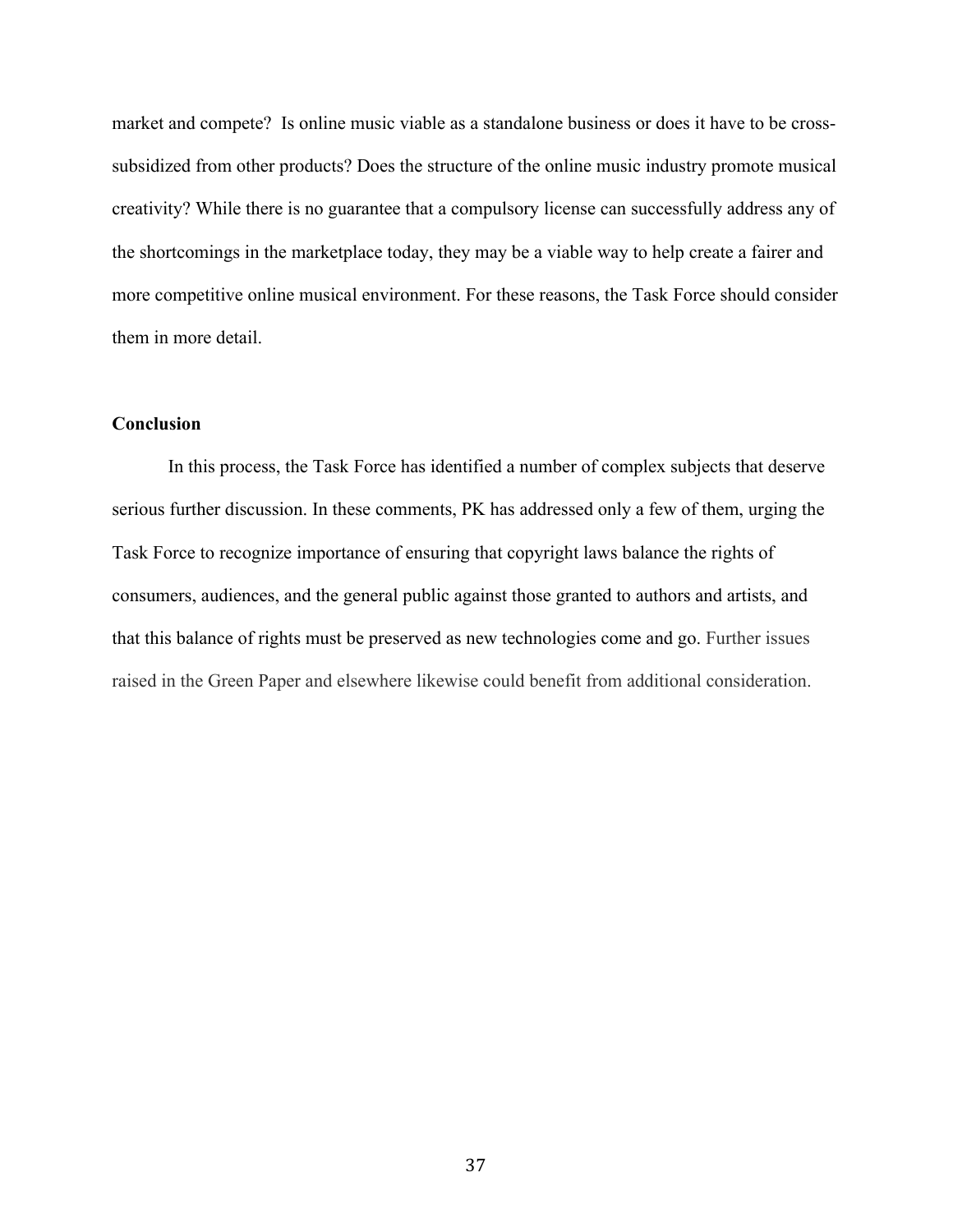market and compete? Is online music viable as a standalone business or does it have to be cross-subsidized from other products? Does the structure of the online music industry promote musical creativity? While there is no guarantee that a compulsory license can successfully address any of the shortcomings in the marketplace today, they may be a viable way to help create a fairer and more competitive online musical environment. For these reasons, the Task Force should consider them in more detail.

**Conclusion**

In this process, the Task Force has identified a number of complex subjects that deserve serious further discussion. In these comments, PK has addressed only a few of them, urging the Task Force to recognize importance of ensuring that copyright laws balance the rights of consumers, audiences, and the general public against those granted to authors and artists, and that this balance of rights must be preserved as new technologies come and go. Further issues raised in the Green Paper and elsewhere likewise could benefit from additional consideration.